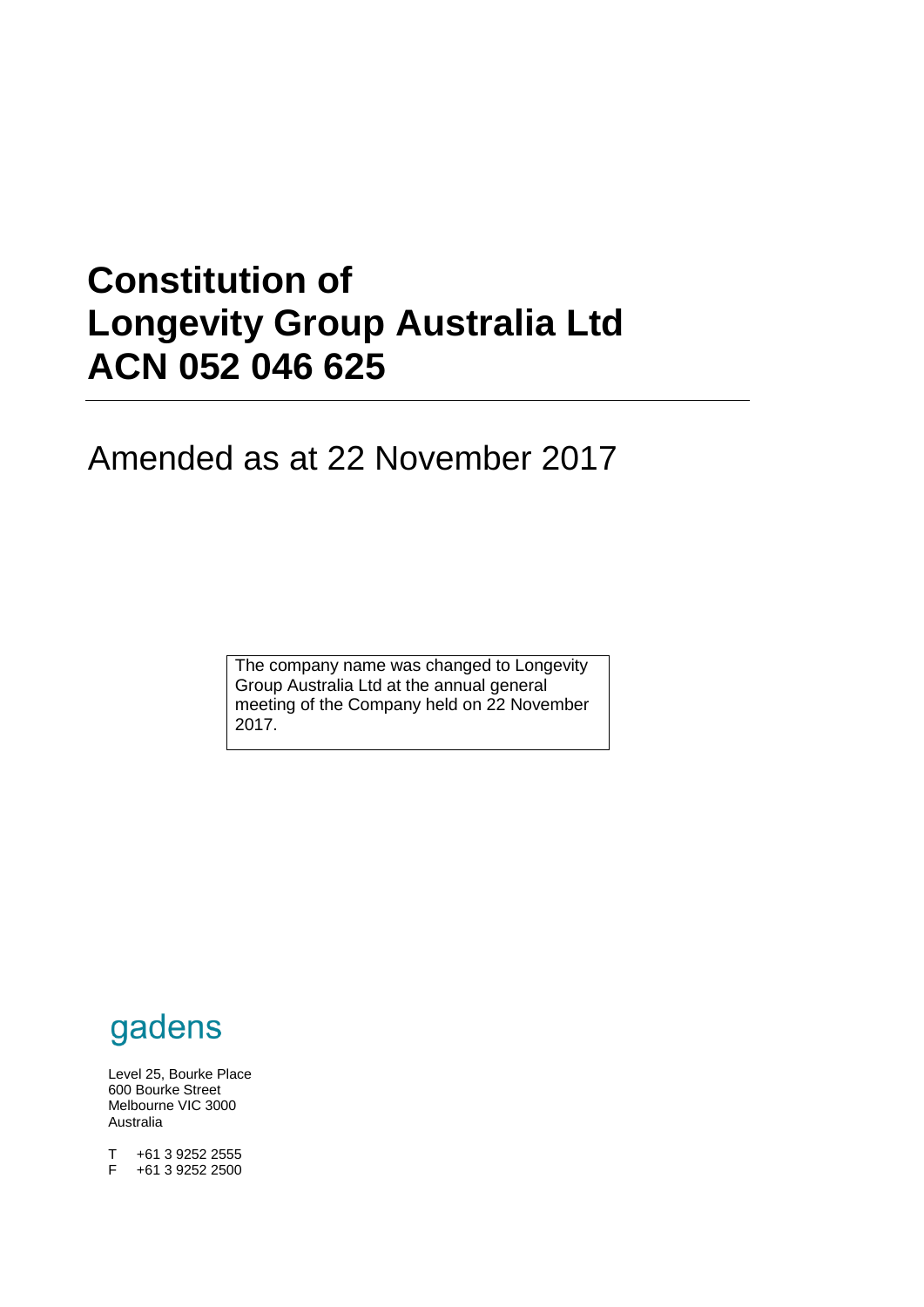# Constitution of Longevity Group Australia Ltd ACN 052 046 625

---

Amended as at 22 November 2017

> The company name was changed to Longevity Group Australia Ltd at the annual general meeting of the Company held on 22 November 2017.

gadens

Level 25, Bourke Place
600 Bourke Street
Melbourne VIC 3000
Australia

T +61 3 9252 2555
F +61 3 9252 2500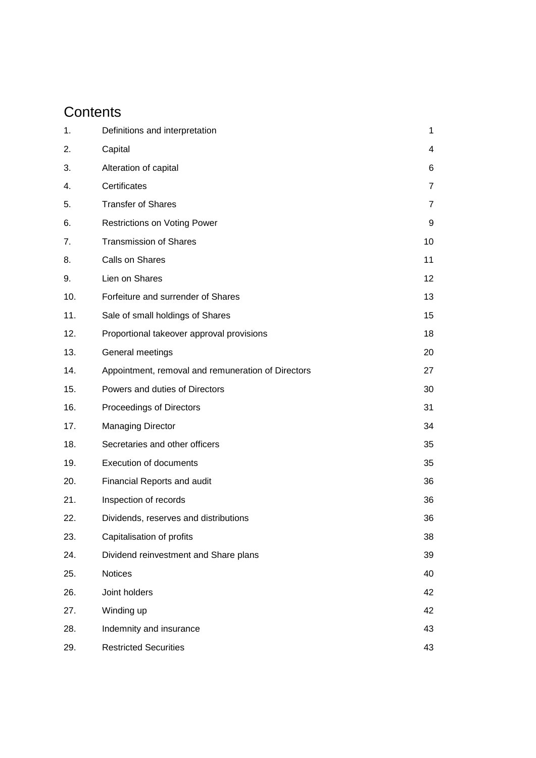# Contents

| | | |
|---|---|---|
| 1. | Definitions and interpretation | 1 |
| 2. | Capital | 4 |
| 3. | Alteration of capital | 6 |
| 4. | Certificates | 7 |
| 5. | Transfer of Shares | 7 |
| 6. | Restrictions on Voting Power | 9 |
| 7. | Transmission of Shares | 10 |
| 8. | Calls on Shares | 11 |
| 9. | Lien on Shares | 12 |
| 10. | Forfeiture and surrender of Shares | 13 |
| 11. | Sale of small holdings of Shares | 15 |
| 12. | Proportional takeover approval provisions | 18 |
| 13. | General meetings | 20 |
| 14. | Appointment, removal and remuneration of Directors | 27 |
| 15. | Powers and duties of Directors | 30 |
| 16. | Proceedings of Directors | 31 |
| 17. | Managing Director | 34 |
| 18. | Secretaries and other officers | 35 |
| 19. | Execution of documents | 35 |
| 20. | Financial Reports and audit | 36 |
| 21. | Inspection of records | 36 |
| 22. | Dividends, reserves and distributions | 36 |
| 23. | Capitalisation of profits | 38 |
| 24. | Dividend reinvestment and Share plans | 39 |
| 25. | Notices | 40 |
| 26. | Joint holders | 42 |
| 27. | Winding up | 42 |
| 28. | Indemnity and insurance | 43 |
| 29. | Restricted Securities | 43 |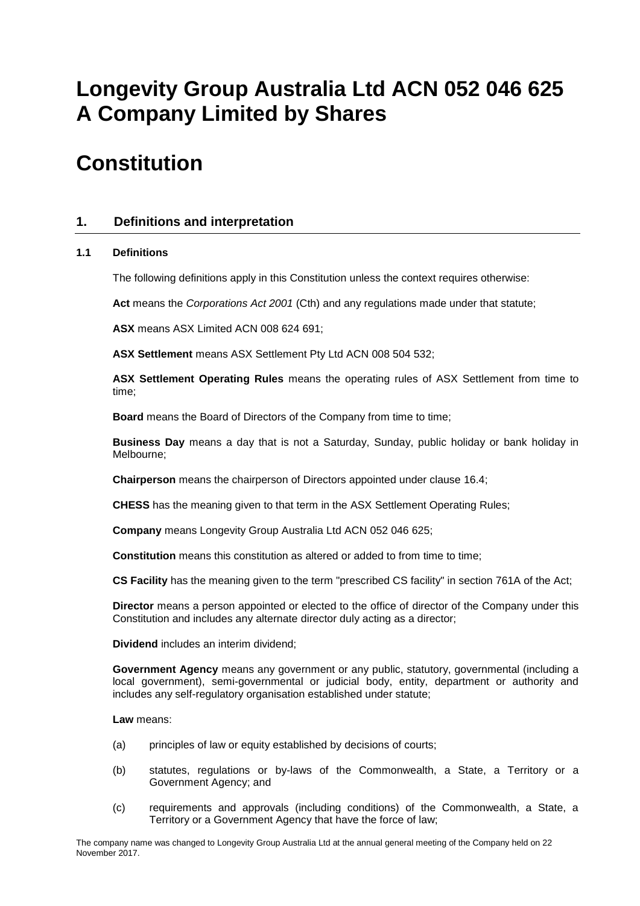# Longevity Group Australia Ltd ACN 052 046 625 A Company Limited by Shares

# Constitution

## 1. Definitions and interpretation

### 1.1 Definitions

The following definitions apply in this Constitution unless the context requires otherwise:

**Act** means the *Corporations Act 2001* (Cth) and any regulations made under that statute;

**ASX** means ASX Limited ACN 008 624 691;

**ASX Settlement** means ASX Settlement Pty Ltd ACN 008 504 532;

**ASX Settlement Operating Rules** means the operating rules of ASX Settlement from time to time;

**Board** means the Board of Directors of the Company from time to time;

**Business Day** means a day that is not a Saturday, Sunday, public holiday or bank holiday in Melbourne;

**Chairperson** means the chairperson of Directors appointed under clause 16.4;

**CHESS** has the meaning given to that term in the ASX Settlement Operating Rules;

**Company** means Longevity Group Australia Ltd ACN 052 046 625;

**Constitution** means this constitution as altered or added to from time to time;

**CS Facility** has the meaning given to the term "prescribed CS facility" in section 761A of the Act;

**Director** means a person appointed or elected to the office of director of the Company under this Constitution and includes any alternate director duly acting as a director;

**Dividend** includes an interim dividend;

**Government Agency** means any government or any public, statutory, governmental (including a local government), semi-governmental or judicial body, entity, department or authority and includes any self-regulatory organisation established under statute;

**Law** means:

(a) principles of law or equity established by decisions of courts;

(b) statutes, regulations or by-laws of the Commonwealth, a State, a Territory or a Government Agency; and

(c) requirements and approvals (including conditions) of the Commonwealth, a State, a Territory or a Government Agency that have the force of law;

The company name was changed to Longevity Group Australia Ltd at the annual general meeting of the Company held on 22 November 2017.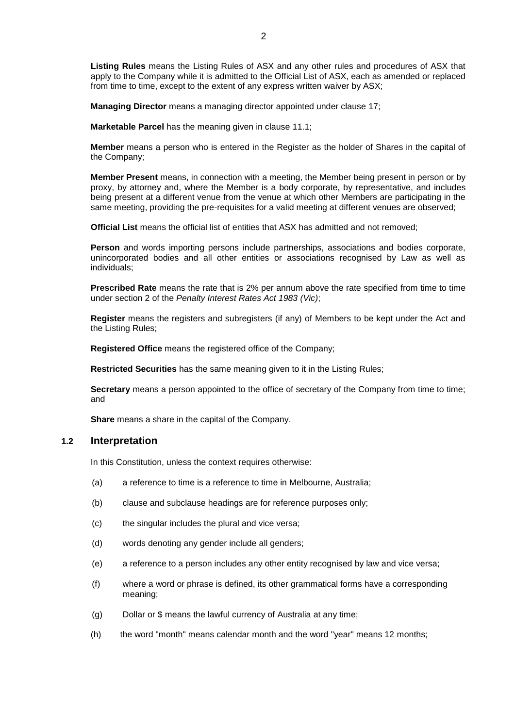**Listing Rules** means the Listing Rules of ASX and any other rules and procedures of ASX that apply to the Company while it is admitted to the Official List of ASX, each as amended or replaced from time to time, except to the extent of any express written waiver by ASX;

**Managing Director** means a managing director appointed under clause 17;

**Marketable Parcel** has the meaning given in clause 11.1;

**Member** means a person who is entered in the Register as the holder of Shares in the capital of the Company;

**Member Present** means, in connection with a meeting, the Member being present in person or by proxy, by attorney and, where the Member is a body corporate, by representative, and includes being present at a different venue from the venue at which other Members are participating in the same meeting, providing the pre-requisites for a valid meeting at different venues are observed;

**Official List** means the official list of entities that ASX has admitted and not removed;

**Person** and words importing persons include partnerships, associations and bodies corporate, unincorporated bodies and all other entities or associations recognised by Law as well as individuals;

**Prescribed Rate** means the rate that is 2% per annum above the rate specified from time to time under section 2 of the *Penalty Interest Rates Act 1983 (Vic)*;

**Register** means the registers and subregisters (if any) of Members to be kept under the Act and the Listing Rules;

**Registered Office** means the registered office of the Company;

**Restricted Securities** has the same meaning given to it in the Listing Rules;

**Secretary** means a person appointed to the office of secretary of the Company from time to time; and

**Share** means a share in the capital of the Company.

### 1.2 Interpretation

In this Constitution, unless the context requires otherwise:

(a) a reference to time is a reference to time in Melbourne, Australia;

(b) clause and subclause headings are for reference purposes only;

(c) the singular includes the plural and vice versa;

(d) words denoting any gender include all genders;

(e) a reference to a person includes any other entity recognised by law and vice versa;

(f) where a word or phrase is defined, its other grammatical forms have a corresponding meaning;

(g) Dollar or $ means the lawful currency of Australia at any time;

(h) the word "month" means calendar month and the word "year" means 12 months;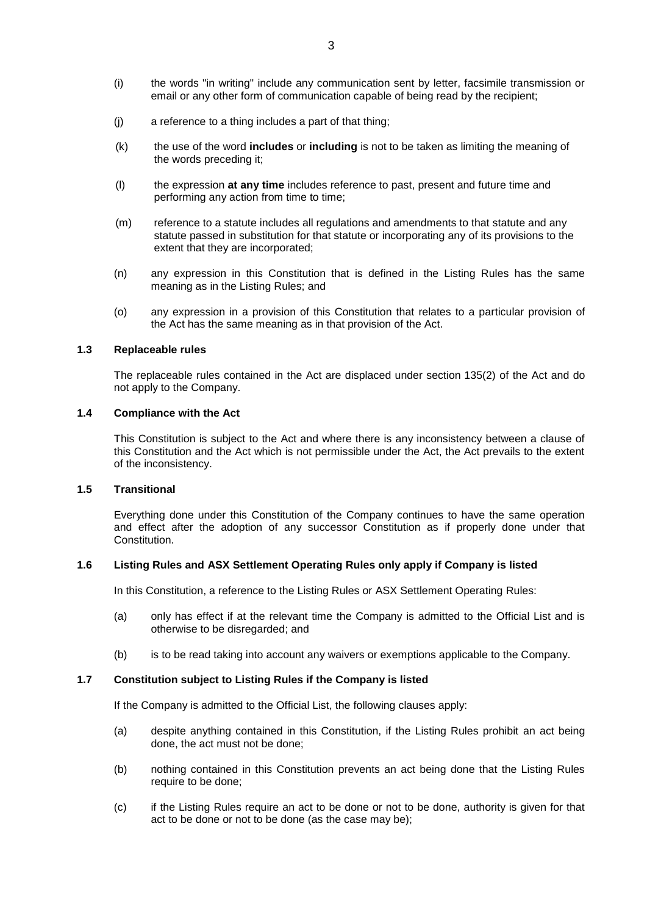(i) the words "in writing" include any communication sent by letter, facsimile transmission or email or any other form of communication capable of being read by the recipient;

(j) a reference to a thing includes a part of that thing;

(k) the use of the word **includes** or **including** is not to be taken as limiting the meaning of the words preceding it;

(l) the expression **at any time** includes reference to past, present and future time and performing any action from time to time;

(m) reference to a statute includes all regulations and amendments to that statute and any statute passed in substitution for that statute or incorporating any of its provisions to the extent that they are incorporated;

(n) any expression in this Constitution that is defined in the Listing Rules has the same meaning as in the Listing Rules; and

(o) any expression in a provision of this Constitution that relates to a particular provision of the Act has the same meaning as in that provision of the Act.

### 1.3 Replaceable rules

The replaceable rules contained in the Act are displaced under section 135(2) of the Act and do not apply to the Company.

### 1.4 Compliance with the Act

This Constitution is subject to the Act and where there is any inconsistency between a clause of this Constitution and the Act which is not permissible under the Act, the Act prevails to the extent of the inconsistency.

### 1.5 Transitional

Everything done under this Constitution of the Company continues to have the same operation and effect after the adoption of any successor Constitution as if properly done under that Constitution.

### 1.6 Listing Rules and ASX Settlement Operating Rules only apply if Company is listed

In this Constitution, a reference to the Listing Rules or ASX Settlement Operating Rules:

(a) only has effect if at the relevant time the Company is admitted to the Official List and is otherwise to be disregarded; and

(b) is to be read taking into account any waivers or exemptions applicable to the Company.

### 1.7 Constitution subject to Listing Rules if the Company is listed

If the Company is admitted to the Official List, the following clauses apply:

(a) despite anything contained in this Constitution, if the Listing Rules prohibit an act being done, the act must not be done;

(b) nothing contained in this Constitution prevents an act being done that the Listing Rules require to be done;

(c) if the Listing Rules require an act to be done or not to be done, authority is given for that act to be done or not to be done (as the case may be);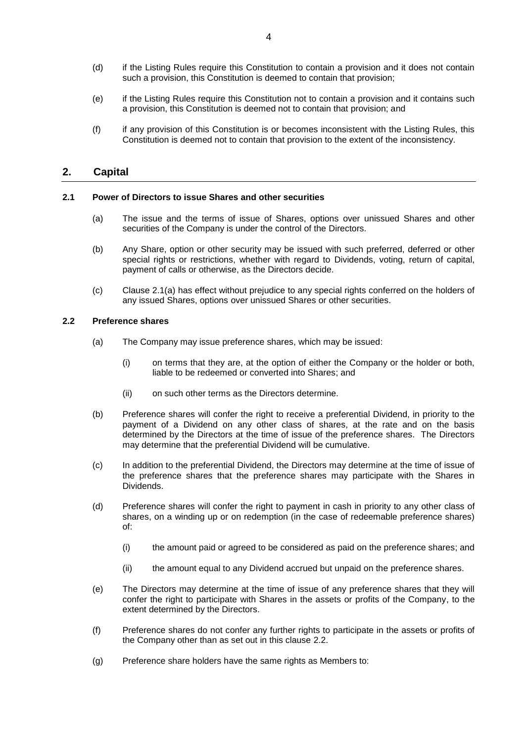(d) if the Listing Rules require this Constitution to contain a provision and it does not contain such a provision, this Constitution is deemed to contain that provision;

(e) if the Listing Rules require this Constitution not to contain a provision and it contains such a provision, this Constitution is deemed not to contain that provision; and

(f) if any provision of this Constitution is or becomes inconsistent with the Listing Rules, this Constitution is deemed not to contain that provision to the extent of the inconsistency.

## 2. Capital

### 2.1 Power of Directors to issue Shares and other securities

(a) The issue and the terms of issue of Shares, options over unissued Shares and other securities of the Company is under the control of the Directors.

(b) Any Share, option or other security may be issued with such preferred, deferred or other special rights or restrictions, whether with regard to Dividends, voting, return of capital, payment of calls or otherwise, as the Directors decide.

(c) Clause 2.1(a) has effect without prejudice to any special rights conferred on the holders of any issued Shares, options over unissued Shares or other securities.

### 2.2 Preference shares

(a) The Company may issue preference shares, which may be issued:

(i) on terms that they are, at the option of either the Company or the holder or both, liable to be redeemed or converted into Shares; and

(ii) on such other terms as the Directors determine.

(b) Preference shares will confer the right to receive a preferential Dividend, in priority to the payment of a Dividend on any other class of shares, at the rate and on the basis determined by the Directors at the time of issue of the preference shares. The Directors may determine that the preferential Dividend will be cumulative.

(c) In addition to the preferential Dividend, the Directors may determine at the time of issue of the preference shares that the preference shares may participate with the Shares in Dividends.

(d) Preference shares will confer the right to payment in cash in priority to any other class of shares, on a winding up or on redemption (in the case of redeemable preference shares) of:

(i) the amount paid or agreed to be considered as paid on the preference shares; and

(ii) the amount equal to any Dividend accrued but unpaid on the preference shares.

(e) The Directors may determine at the time of issue of any preference shares that they will confer the right to participate with Shares in the assets or profits of the Company, to the extent determined by the Directors.

(f) Preference shares do not confer any further rights to participate in the assets or profits of the Company other than as set out in this clause 2.2.

(g) Preference share holders have the same rights as Members to: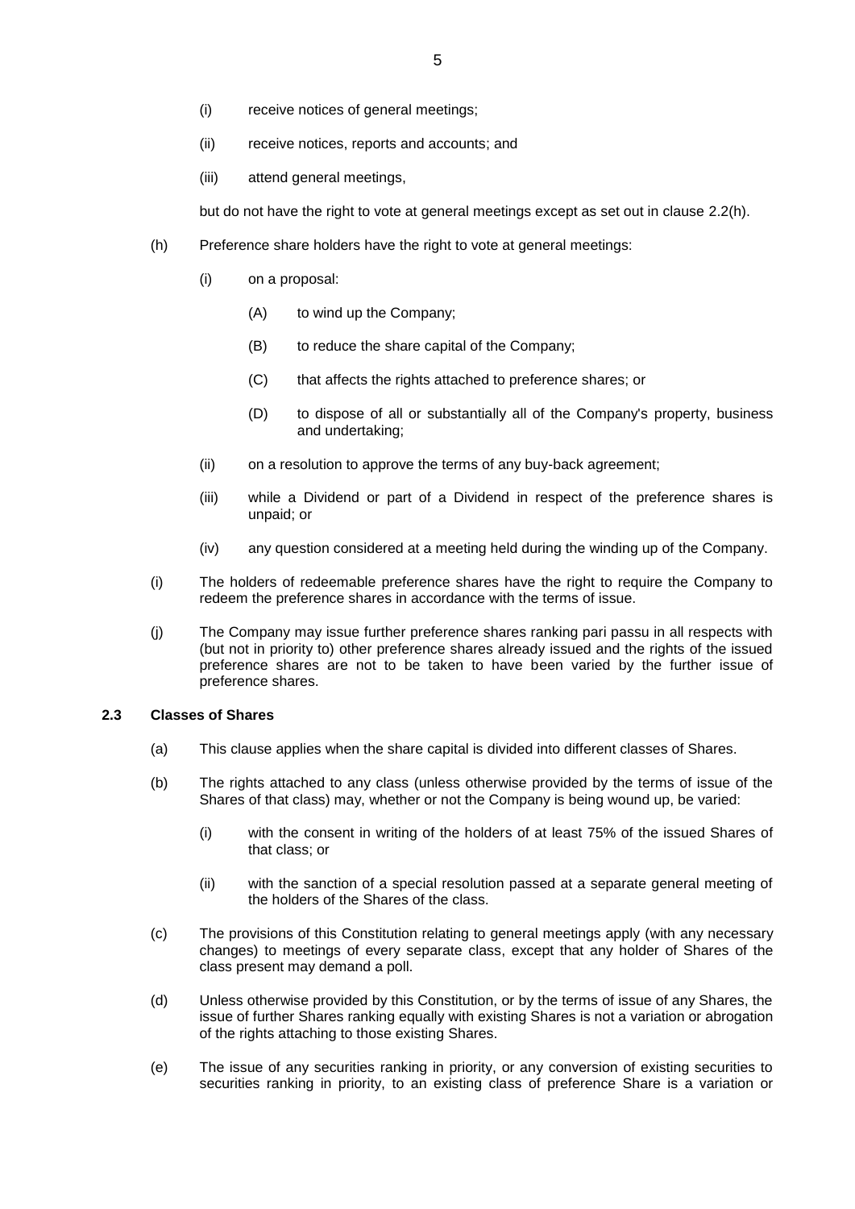(i) receive notices of general meetings;

(ii) receive notices, reports and accounts; and

(iii) attend general meetings,

but do not have the right to vote at general meetings except as set out in clause 2.2(h).

(h) Preference share holders have the right to vote at general meetings:

(i) on a proposal:

(A) to wind up the Company;

(B) to reduce the share capital of the Company;

(C) that affects the rights attached to preference shares; or

(D) to dispose of all or substantially all of the Company's property, business and undertaking;

(ii) on a resolution to approve the terms of any buy-back agreement;

(iii) while a Dividend or part of a Dividend in respect of the preference shares is unpaid; or

(iv) any question considered at a meeting held during the winding up of the Company.

(i) The holders of redeemable preference shares have the right to require the Company to redeem the preference shares in accordance with the terms of issue.

(j) The Company may issue further preference shares ranking pari passu in all respects with (but not in priority to) other preference shares already issued and the rights of the issued preference shares are not to be taken to have been varied by the further issue of preference shares.

### 2.3 Classes of Shares

(a) This clause applies when the share capital is divided into different classes of Shares.

(b) The rights attached to any class (unless otherwise provided by the terms of issue of the Shares of that class) may, whether or not the Company is being wound up, be varied:

(i) with the consent in writing of the holders of at least 75% of the issued Shares of that class; or

(ii) with the sanction of a special resolution passed at a separate general meeting of the holders of the Shares of the class.

(c) The provisions of this Constitution relating to general meetings apply (with any necessary changes) to meetings of every separate class, except that any holder of Shares of the class present may demand a poll.

(d) Unless otherwise provided by this Constitution, or by the terms of issue of any Shares, the issue of further Shares ranking equally with existing Shares is not a variation or abrogation of the rights attaching to those existing Shares.

(e) The issue of any securities ranking in priority, or any conversion of existing securities to securities ranking in priority, to an existing class of preference Share is a variation or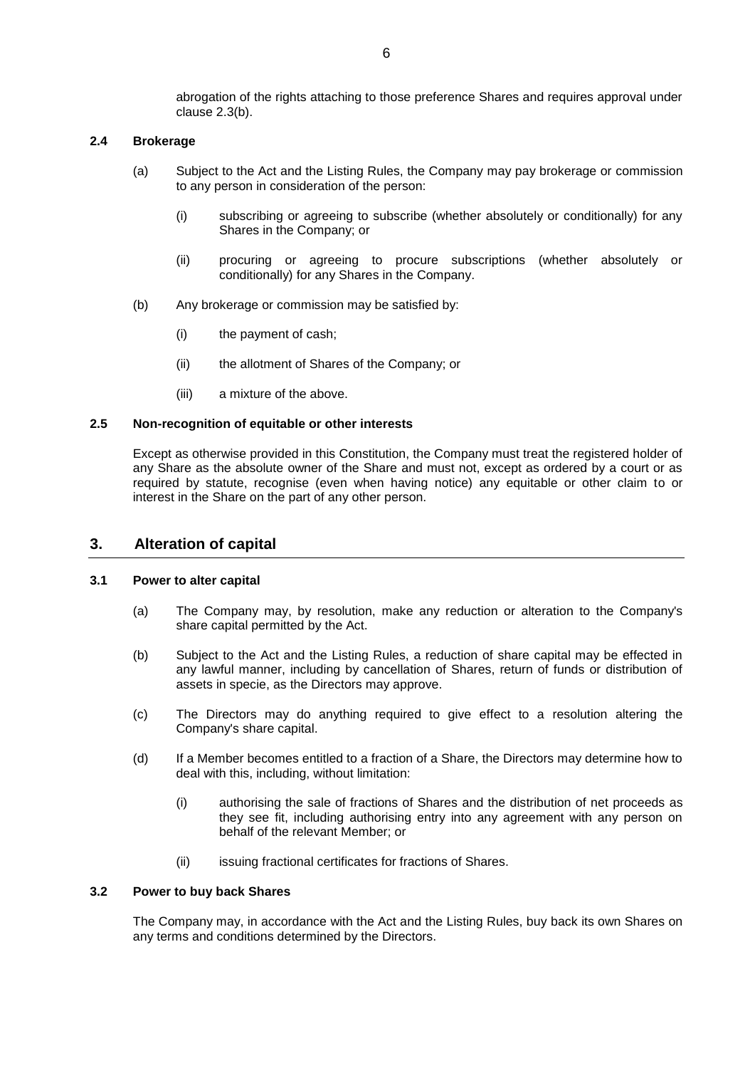abrogation of the rights attaching to those preference Shares and requires approval under clause 2.3(b).

### 2.4 Brokerage

(a) Subject to the Act and the Listing Rules, the Company may pay brokerage or commission to any person in consideration of the person:

(i) subscribing or agreeing to subscribe (whether absolutely or conditionally) for any Shares in the Company; or

(ii) procuring or agreeing to procure subscriptions (whether absolutely or conditionally) for any Shares in the Company.

(b) Any brokerage or commission may be satisfied by:

(i) the payment of cash;

(ii) the allotment of Shares of the Company; or

(iii) a mixture of the above.

### 2.5 Non-recognition of equitable or other interests

Except as otherwise provided in this Constitution, the Company must treat the registered holder of any Share as the absolute owner of the Share and must not, except as ordered by a court or as required by statute, recognise (even when having notice) any equitable or other claim to or interest in the Share on the part of any other person.

## 3. Alteration of capital

### 3.1 Power to alter capital

(a) The Company may, by resolution, make any reduction or alteration to the Company's share capital permitted by the Act.

(b) Subject to the Act and the Listing Rules, a reduction of share capital may be effected in any lawful manner, including by cancellation of Shares, return of funds or distribution of assets in specie, as the Directors may approve.

(c) The Directors may do anything required to give effect to a resolution altering the Company's share capital.

(d) If a Member becomes entitled to a fraction of a Share, the Directors may determine how to deal with this, including, without limitation:

(i) authorising the sale of fractions of Shares and the distribution of net proceeds as they see fit, including authorising entry into any agreement with any person on behalf of the relevant Member; or

(ii) issuing fractional certificates for fractions of Shares.

### 3.2 Power to buy back Shares

The Company may, in accordance with the Act and the Listing Rules, buy back its own Shares on any terms and conditions determined by the Directors.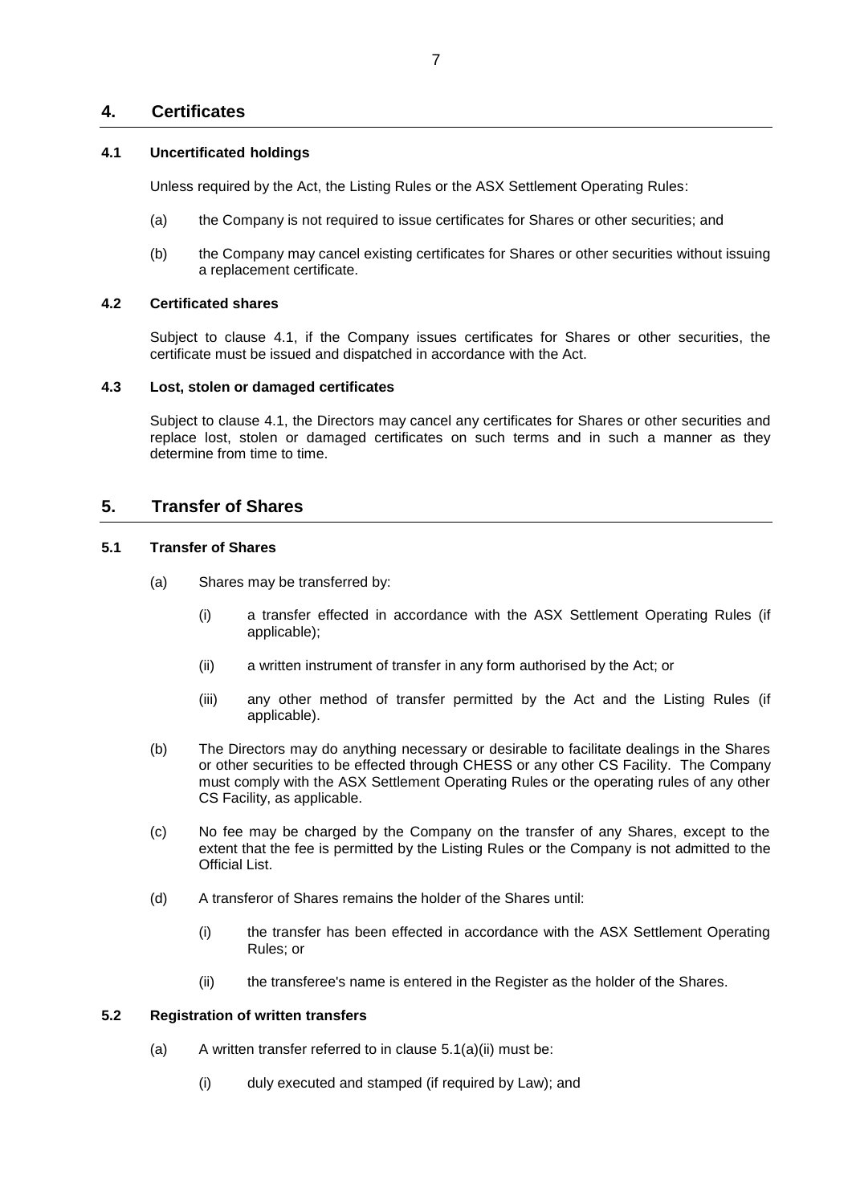## 4. Certificates

### 4.1 Uncertificated holdings

Unless required by the Act, the Listing Rules or the ASX Settlement Operating Rules:

(a) the Company is not required to issue certificates for Shares or other securities; and

(b) the Company may cancel existing certificates for Shares or other securities without issuing a replacement certificate.

### 4.2 Certificated shares

Subject to clause 4.1, if the Company issues certificates for Shares or other securities, the certificate must be issued and dispatched in accordance with the Act.

### 4.3 Lost, stolen or damaged certificates

Subject to clause 4.1, the Directors may cancel any certificates for Shares or other securities and replace lost, stolen or damaged certificates on such terms and in such a manner as they determine from time to time.

## 5. Transfer of Shares

### 5.1 Transfer of Shares

(a) Shares may be transferred by:

(i) a transfer effected in accordance with the ASX Settlement Operating Rules (if applicable);

(ii) a written instrument of transfer in any form authorised by the Act; or

(iii) any other method of transfer permitted by the Act and the Listing Rules (if applicable).

(b) The Directors may do anything necessary or desirable to facilitate dealings in the Shares or other securities to be effected through CHESS or any other CS Facility. The Company must comply with the ASX Settlement Operating Rules or the operating rules of any other CS Facility, as applicable.

(c) No fee may be charged by the Company on the transfer of any Shares, except to the extent that the fee is permitted by the Listing Rules or the Company is not admitted to the Official List.

(d) A transferor of Shares remains the holder of the Shares until:

(i) the transfer has been effected in accordance with the ASX Settlement Operating Rules; or

(ii) the transferee's name is entered in the Register as the holder of the Shares.

### 5.2 Registration of written transfers

(a) A written transfer referred to in clause 5.1(a)(ii) must be:

(i) duly executed and stamped (if required by Law); and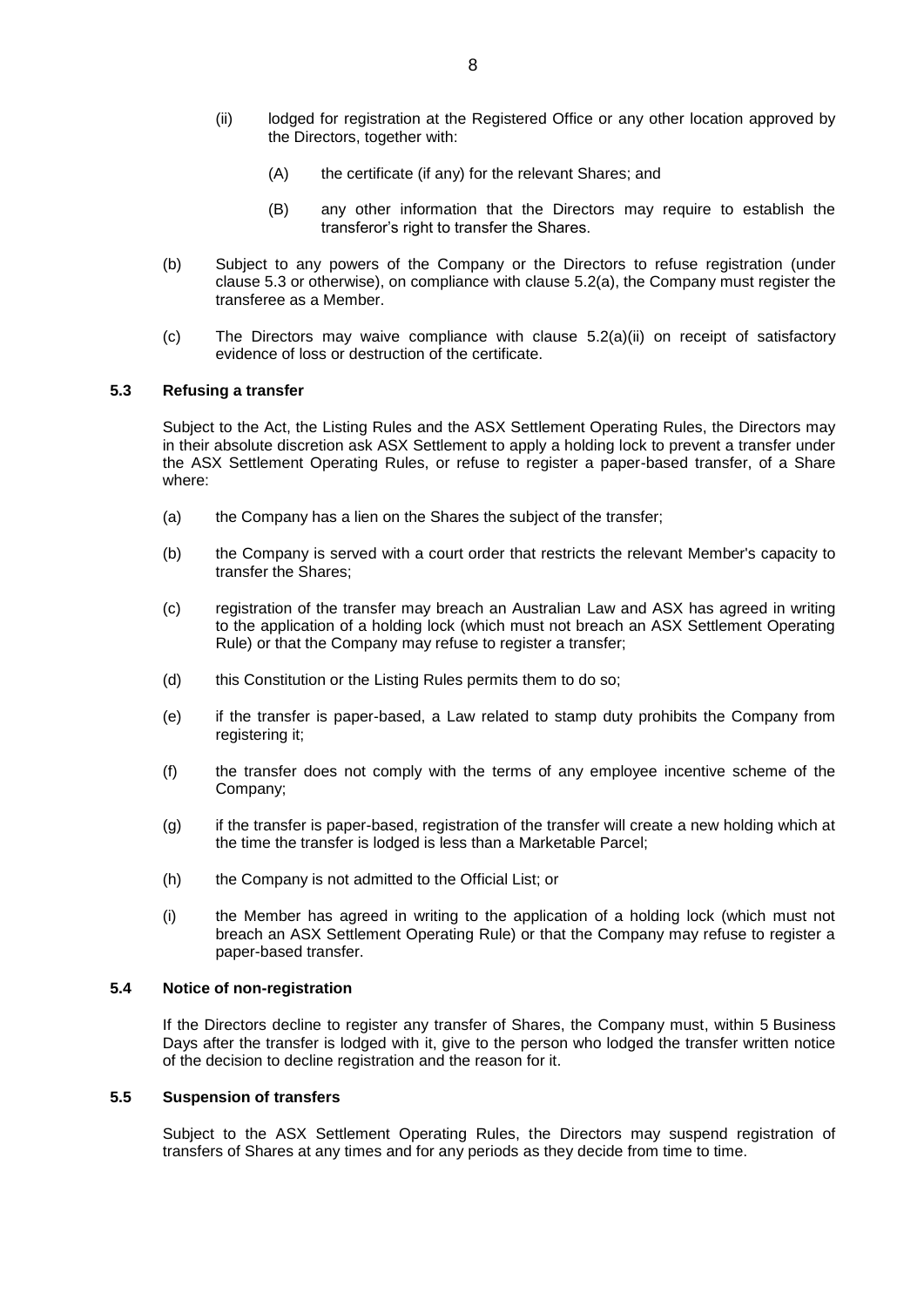(ii) lodged for registration at the Registered Office or any other location approved by the Directors, together with:

(A) the certificate (if any) for the relevant Shares; and

(B) any other information that the Directors may require to establish the transferor's right to transfer the Shares.

(b) Subject to any powers of the Company or the Directors to refuse registration (under clause 5.3 or otherwise), on compliance with clause 5.2(a), the Company must register the transferee as a Member.

(c) The Directors may waive compliance with clause 5.2(a)(ii) on receipt of satisfactory evidence of loss or destruction of the certificate.

### 5.3 Refusing a transfer

Subject to the Act, the Listing Rules and the ASX Settlement Operating Rules, the Directors may in their absolute discretion ask ASX Settlement to apply a holding lock to prevent a transfer under the ASX Settlement Operating Rules, or refuse to register a paper-based transfer, of a Share where:

(a) the Company has a lien on the Shares the subject of the transfer;

(b) the Company is served with a court order that restricts the relevant Member's capacity to transfer the Shares;

(c) registration of the transfer may breach an Australian Law and ASX has agreed in writing to the application of a holding lock (which must not breach an ASX Settlement Operating Rule) or that the Company may refuse to register a transfer;

(d) this Constitution or the Listing Rules permits them to do so;

(e) if the transfer is paper-based, a Law related to stamp duty prohibits the Company from registering it;

(f) the transfer does not comply with the terms of any employee incentive scheme of the Company;

(g) if the transfer is paper-based, registration of the transfer will create a new holding which at the time the transfer is lodged is less than a Marketable Parcel;

(h) the Company is not admitted to the Official List; or

(i) the Member has agreed in writing to the application of a holding lock (which must not breach an ASX Settlement Operating Rule) or that the Company may refuse to register a paper-based transfer.

### 5.4 Notice of non-registration

If the Directors decline to register any transfer of Shares, the Company must, within 5 Business Days after the transfer is lodged with it, give to the person who lodged the transfer written notice of the decision to decline registration and the reason for it.

### 5.5 Suspension of transfers

Subject to the ASX Settlement Operating Rules, the Directors may suspend registration of transfers of Shares at any times and for any periods as they decide from time to time.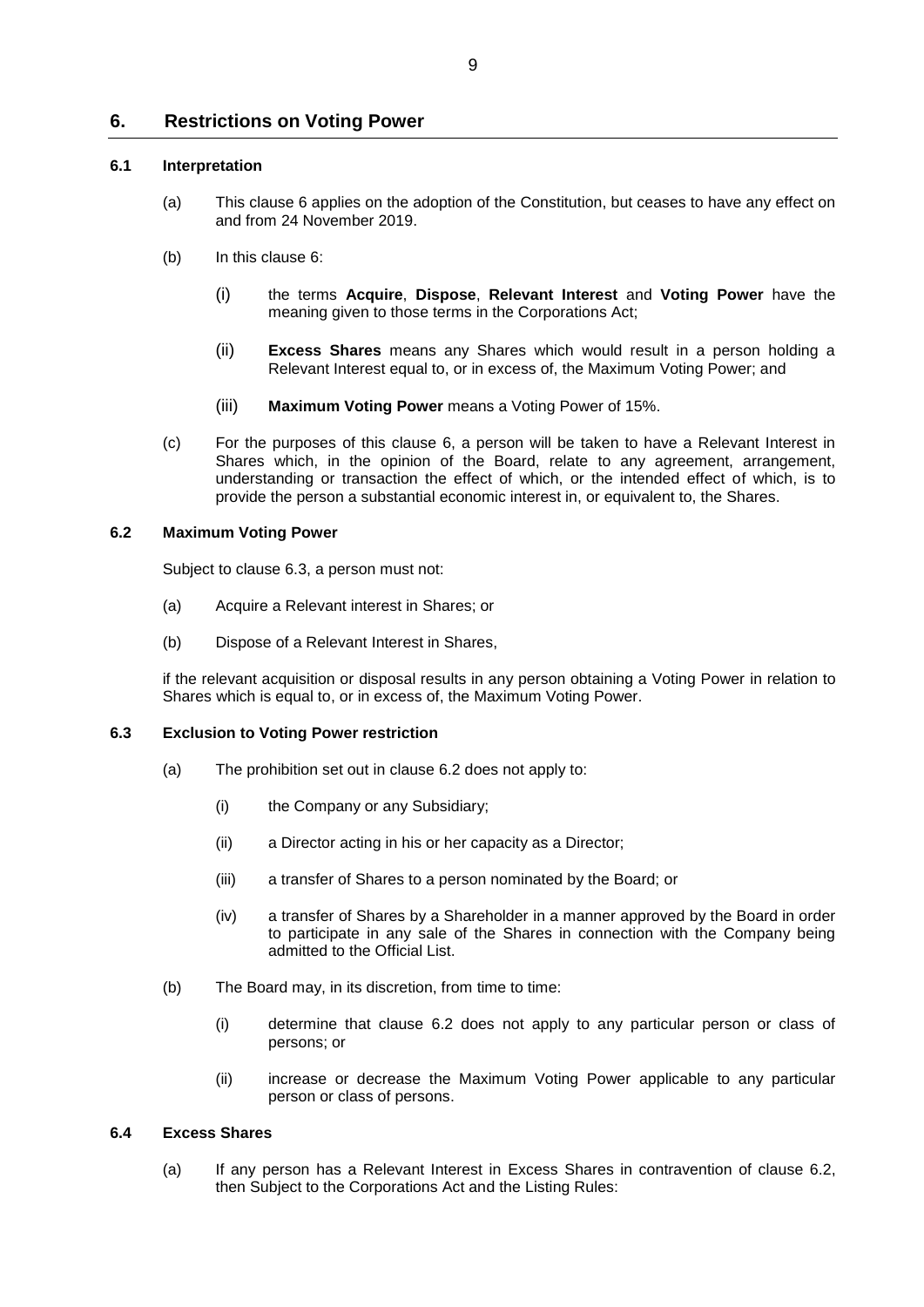## 6. Restrictions on Voting Power

### 6.1 Interpretation

(a) This clause 6 applies on the adoption of the Constitution, but ceases to have any effect on and from 24 November 2019.

(b) In this clause 6:

(i) the terms **Acquire**, **Dispose**, **Relevant Interest** and **Voting Power** have the meaning given to those terms in the Corporations Act;

(ii) **Excess Shares** means any Shares which would result in a person holding a Relevant Interest equal to, or in excess of, the Maximum Voting Power; and

(iii) **Maximum Voting Power** means a Voting Power of 15%.

(c) For the purposes of this clause 6, a person will be taken to have a Relevant Interest in Shares which, in the opinion of the Board, relate to any agreement, arrangement, understanding or transaction the effect of which, or the intended effect of which, is to provide the person a substantial economic interest in, or equivalent to, the Shares.

### 6.2 Maximum Voting Power

Subject to clause 6.3, a person must not:

(a) Acquire a Relevant interest in Shares; or

(b) Dispose of a Relevant Interest in Shares,

if the relevant acquisition or disposal results in any person obtaining a Voting Power in relation to Shares which is equal to, or in excess of, the Maximum Voting Power.

### 6.3 Exclusion to Voting Power restriction

(a) The prohibition set out in clause 6.2 does not apply to:

(i) the Company or any Subsidiary;

(ii) a Director acting in his or her capacity as a Director;

(iii) a transfer of Shares to a person nominated by the Board; or

(iv) a transfer of Shares by a Shareholder in a manner approved by the Board in order to participate in any sale of the Shares in connection with the Company being admitted to the Official List.

(b) The Board may, in its discretion, from time to time:

(i) determine that clause 6.2 does not apply to any particular person or class of persons; or

(ii) increase or decrease the Maximum Voting Power applicable to any particular person or class of persons.

### 6.4 Excess Shares

(a) If any person has a Relevant Interest in Excess Shares in contravention of clause 6.2, then Subject to the Corporations Act and the Listing Rules: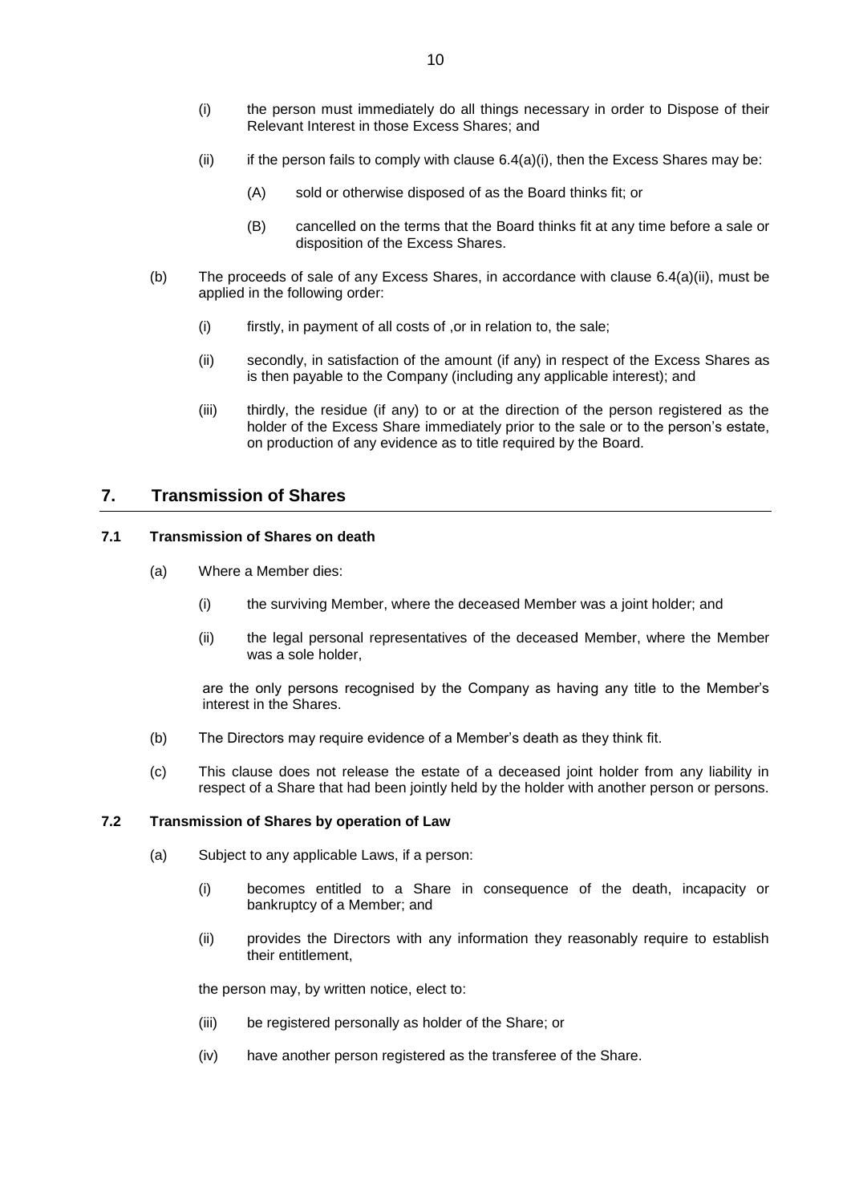(i) the person must immediately do all things necessary in order to Dispose of their Relevant Interest in those Excess Shares; and

(ii) if the person fails to comply with clause 6.4(a)(i), then the Excess Shares may be:

(A) sold or otherwise disposed of as the Board thinks fit; or

(B) cancelled on the terms that the Board thinks fit at any time before a sale or disposition of the Excess Shares.

(b) The proceeds of sale of any Excess Shares, in accordance with clause 6.4(a)(ii), must be applied in the following order:

(i) firstly, in payment of all costs of ,or in relation to, the sale;

(ii) secondly, in satisfaction of the amount (if any) in respect of the Excess Shares as is then payable to the Company (including any applicable interest); and

(iii) thirdly, the residue (if any) to or at the direction of the person registered as the holder of the Excess Share immediately prior to the sale or to the person's estate, on production of any evidence as to title required by the Board.

## 7. Transmission of Shares

### 7.1 Transmission of Shares on death

(a) Where a Member dies:

(i) the surviving Member, where the deceased Member was a joint holder; and

(ii) the legal personal representatives of the deceased Member, where the Member was a sole holder,

are the only persons recognised by the Company as having any title to the Member's interest in the Shares.

(b) The Directors may require evidence of a Member's death as they think fit.

(c) This clause does not release the estate of a deceased joint holder from any liability in respect of a Share that had been jointly held by the holder with another person or persons.

### 7.2 Transmission of Shares by operation of Law

(a) Subject to any applicable Laws, if a person:

(i) becomes entitled to a Share in consequence of the death, incapacity or bankruptcy of a Member; and

(ii) provides the Directors with any information they reasonably require to establish their entitlement,

the person may, by written notice, elect to:

(iii) be registered personally as holder of the Share; or

(iv) have another person registered as the transferee of the Share.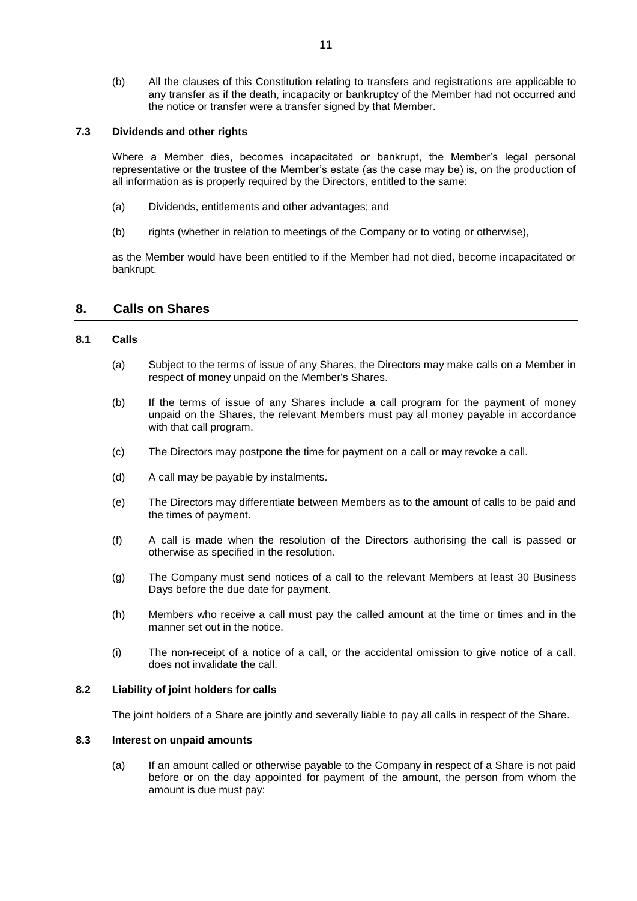(b) All the clauses of this Constitution relating to transfers and registrations are applicable to any transfer as if the death, incapacity or bankruptcy of the Member had not occurred and the notice or transfer were a transfer signed by that Member.

### 7.3 Dividends and other rights

Where a Member dies, becomes incapacitated or bankrupt, the Member's legal personal representative or the trustee of the Member's estate (as the case may be) is, on the production of all information as is properly required by the Directors, entitled to the same:

(a) Dividends, entitlements and other advantages; and

(b) rights (whether in relation to meetings of the Company or to voting or otherwise),

as the Member would have been entitled to if the Member had not died, become incapacitated or bankrupt.

## 8. Calls on Shares

### 8.1 Calls

(a) Subject to the terms of issue of any Shares, the Directors may make calls on a Member in respect of money unpaid on the Member's Shares.

(b) If the terms of issue of any Shares include a call program for the payment of money unpaid on the Shares, the relevant Members must pay all money payable in accordance with that call program.

(c) The Directors may postpone the time for payment on a call or may revoke a call.

(d) A call may be payable by instalments.

(e) The Directors may differentiate between Members as to the amount of calls to be paid and the times of payment.

(f) A call is made when the resolution of the Directors authorising the call is passed or otherwise as specified in the resolution.

(g) The Company must send notices of a call to the relevant Members at least 30 Business Days before the due date for payment.

(h) Members who receive a call must pay the called amount at the time or times and in the manner set out in the notice.

(i) The non-receipt of a notice of a call, or the accidental omission to give notice of a call, does not invalidate the call.

### 8.2 Liability of joint holders for calls

The joint holders of a Share are jointly and severally liable to pay all calls in respect of the Share.

### 8.3 Interest on unpaid amounts

(a) If an amount called or otherwise payable to the Company in respect of a Share is not paid before or on the day appointed for payment of the amount, the person from whom the amount is due must pay: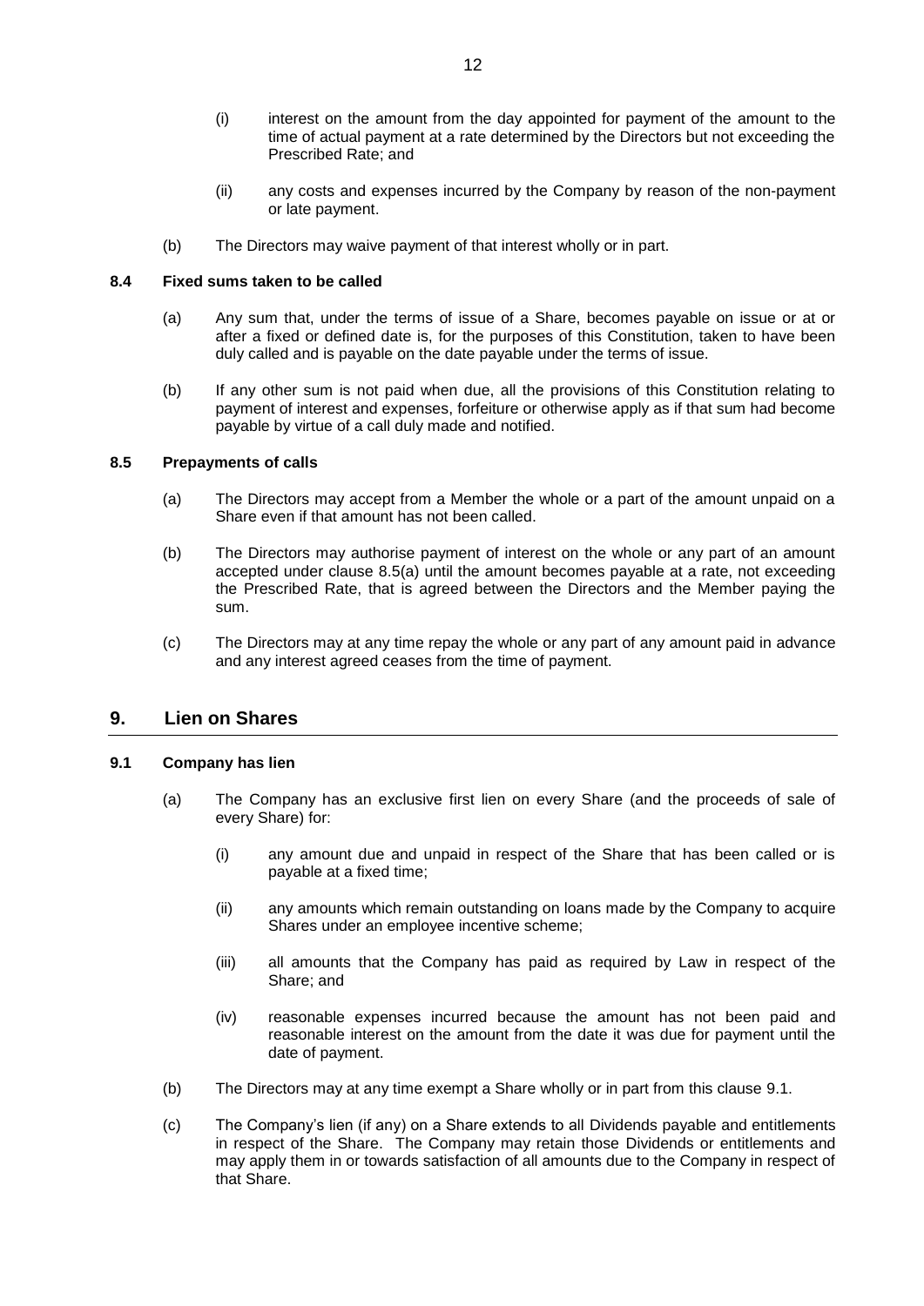(i) interest on the amount from the day appointed for payment of the amount to the time of actual payment at a rate determined by the Directors but not exceeding the Prescribed Rate; and

(ii) any costs and expenses incurred by the Company by reason of the non-payment or late payment.

(b) The Directors may waive payment of that interest wholly or in part.

### 8.4 Fixed sums taken to be called

(a) Any sum that, under the terms of issue of a Share, becomes payable on issue or at or after a fixed or defined date is, for the purposes of this Constitution, taken to have been duly called and is payable on the date payable under the terms of issue.

(b) If any other sum is not paid when due, all the provisions of this Constitution relating to payment of interest and expenses, forfeiture or otherwise apply as if that sum had become payable by virtue of a call duly made and notified.

### 8.5 Prepayments of calls

(a) The Directors may accept from a Member the whole or a part of the amount unpaid on a Share even if that amount has not been called.

(b) The Directors may authorise payment of interest on the whole or any part of an amount accepted under clause 8.5(a) until the amount becomes payable at a rate, not exceeding the Prescribed Rate, that is agreed between the Directors and the Member paying the sum.

(c) The Directors may at any time repay the whole or any part of any amount paid in advance and any interest agreed ceases from the time of payment.

## 9. Lien on Shares

### 9.1 Company has lien

(a) The Company has an exclusive first lien on every Share (and the proceeds of sale of every Share) for:

(i) any amount due and unpaid in respect of the Share that has been called or is payable at a fixed time;

(ii) any amounts which remain outstanding on loans made by the Company to acquire Shares under an employee incentive scheme;

(iii) all amounts that the Company has paid as required by Law in respect of the Share; and

(iv) reasonable expenses incurred because the amount has not been paid and reasonable interest on the amount from the date it was due for payment until the date of payment.

(b) The Directors may at any time exempt a Share wholly or in part from this clause 9.1.

(c) The Company's lien (if any) on a Share extends to all Dividends payable and entitlements in respect of the Share. The Company may retain those Dividends or entitlements and may apply them in or towards satisfaction of all amounts due to the Company in respect of that Share.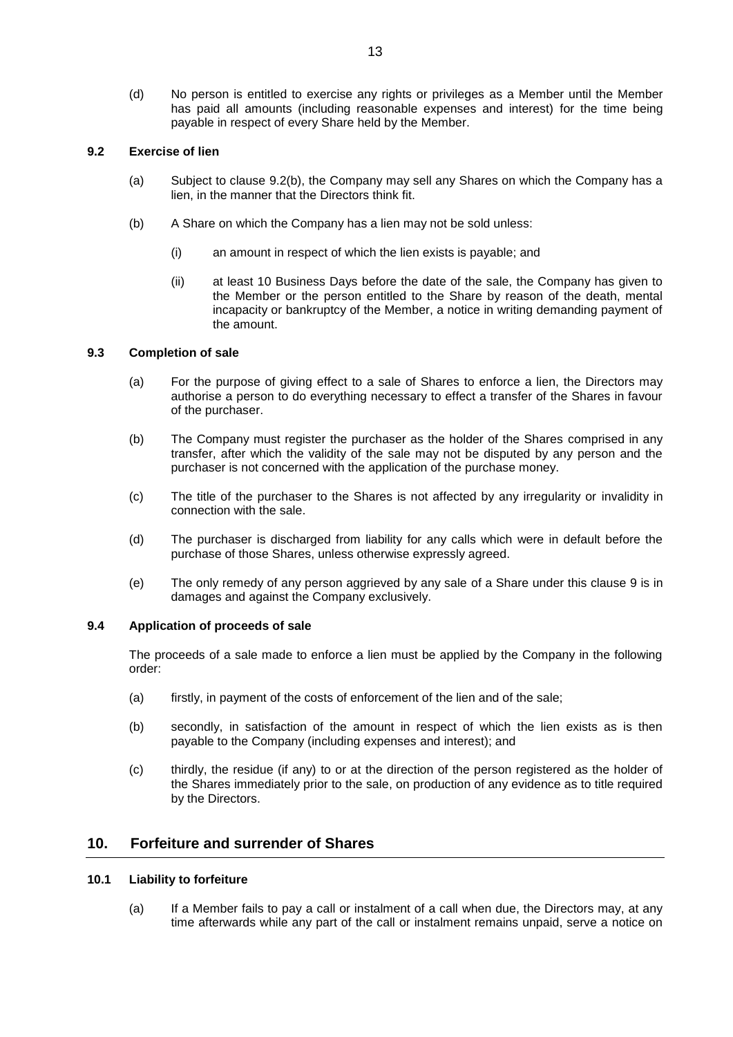(d) No person is entitled to exercise any rights or privileges as a Member until the Member has paid all amounts (including reasonable expenses and interest) for the time being payable in respect of every Share held by the Member.

### 9.2 Exercise of lien

(a) Subject to clause 9.2(b), the Company may sell any Shares on which the Company has a lien, in the manner that the Directors think fit.

(b) A Share on which the Company has a lien may not be sold unless:

(i) an amount in respect of which the lien exists is payable; and

(ii) at least 10 Business Days before the date of the sale, the Company has given to the Member or the person entitled to the Share by reason of the death, mental incapacity or bankruptcy of the Member, a notice in writing demanding payment of the amount.

### 9.3 Completion of sale

(a) For the purpose of giving effect to a sale of Shares to enforce a lien, the Directors may authorise a person to do everything necessary to effect a transfer of the Shares in favour of the purchaser.

(b) The Company must register the purchaser as the holder of the Shares comprised in any transfer, after which the validity of the sale may not be disputed by any person and the purchaser is not concerned with the application of the purchase money.

(c) The title of the purchaser to the Shares is not affected by any irregularity or invalidity in connection with the sale.

(d) The purchaser is discharged from liability for any calls which were in default before the purchase of those Shares, unless otherwise expressly agreed.

(e) The only remedy of any person aggrieved by any sale of a Share under this clause 9 is in damages and against the Company exclusively.

### 9.4 Application of proceeds of sale

The proceeds of a sale made to enforce a lien must be applied by the Company in the following order:

(a) firstly, in payment of the costs of enforcement of the lien and of the sale;

(b) secondly, in satisfaction of the amount in respect of which the lien exists as is then payable to the Company (including expenses and interest); and

(c) thirdly, the residue (if any) to or at the direction of the person registered as the holder of the Shares immediately prior to the sale, on production of any evidence as to title required by the Directors.

## 10. Forfeiture and surrender of Shares

### 10.1 Liability to forfeiture

(a) If a Member fails to pay a call or instalment of a call when due, the Directors may, at any time afterwards while any part of the call or instalment remains unpaid, serve a notice on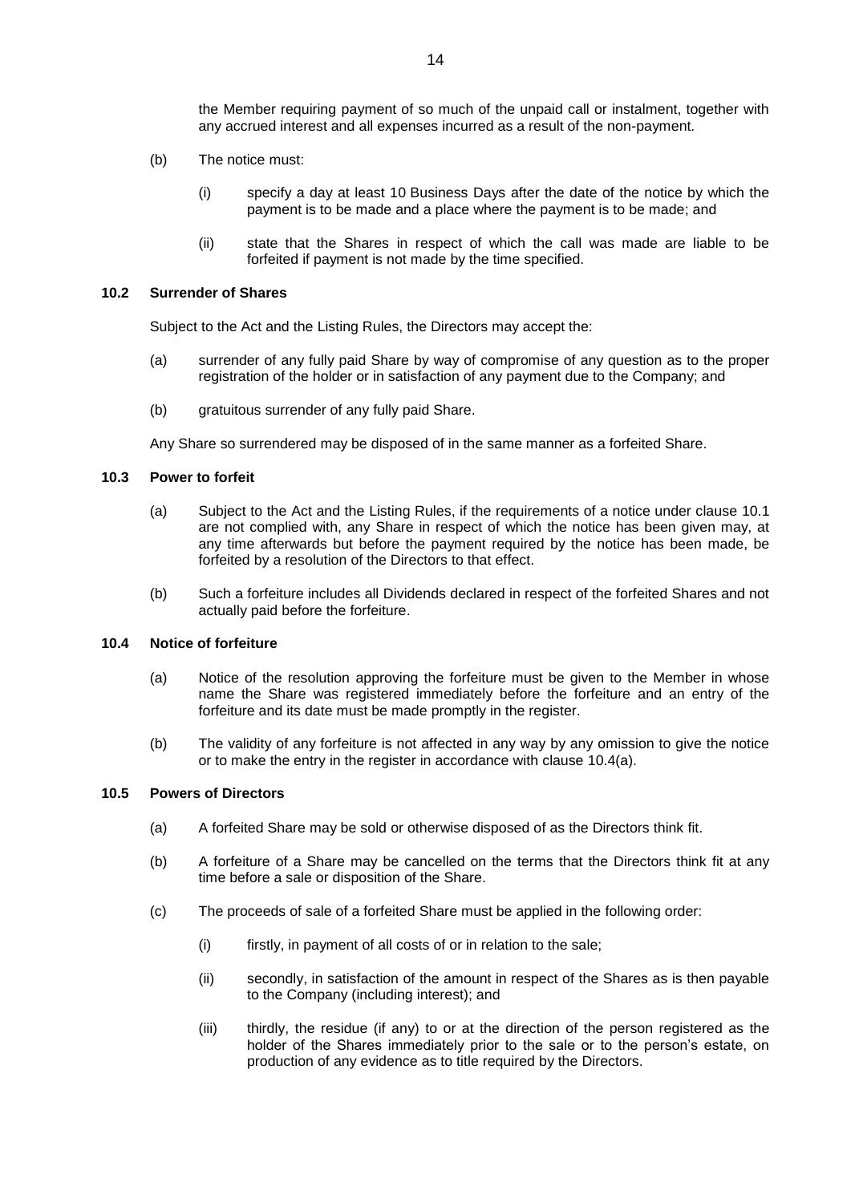the Member requiring payment of so much of the unpaid call or instalment, together with any accrued interest and all expenses incurred as a result of the non-payment.

(b) The notice must:

(i) specify a day at least 10 Business Days after the date of the notice by which the payment is to be made and a place where the payment is to be made; and

(ii) state that the Shares in respect of which the call was made are liable to be forfeited if payment is not made by the time specified.

### 10.2 Surrender of Shares

Subject to the Act and the Listing Rules, the Directors may accept the:

(a) surrender of any fully paid Share by way of compromise of any question as to the proper registration of the holder or in satisfaction of any payment due to the Company; and

(b) gratuitous surrender of any fully paid Share.

Any Share so surrendered may be disposed of in the same manner as a forfeited Share.

### 10.3 Power to forfeit

(a) Subject to the Act and the Listing Rules, if the requirements of a notice under clause 10.1 are not complied with, any Share in respect of which the notice has been given may, at any time afterwards but before the payment required by the notice has been made, be forfeited by a resolution of the Directors to that effect.

(b) Such a forfeiture includes all Dividends declared in respect of the forfeited Shares and not actually paid before the forfeiture.

### 10.4 Notice of forfeiture

(a) Notice of the resolution approving the forfeiture must be given to the Member in whose name the Share was registered immediately before the forfeiture and an entry of the forfeiture and its date must be made promptly in the register.

(b) The validity of any forfeiture is not affected in any way by any omission to give the notice or to make the entry in the register in accordance with clause 10.4(a).

### 10.5 Powers of Directors

(a) A forfeited Share may be sold or otherwise disposed of as the Directors think fit.

(b) A forfeiture of a Share may be cancelled on the terms that the Directors think fit at any time before a sale or disposition of the Share.

(c) The proceeds of sale of a forfeited Share must be applied in the following order:

(i) firstly, in payment of all costs of or in relation to the sale;

(ii) secondly, in satisfaction of the amount in respect of the Shares as is then payable to the Company (including interest); and

(iii) thirdly, the residue (if any) to or at the direction of the person registered as the holder of the Shares immediately prior to the sale or to the person's estate, on production of any evidence as to title required by the Directors.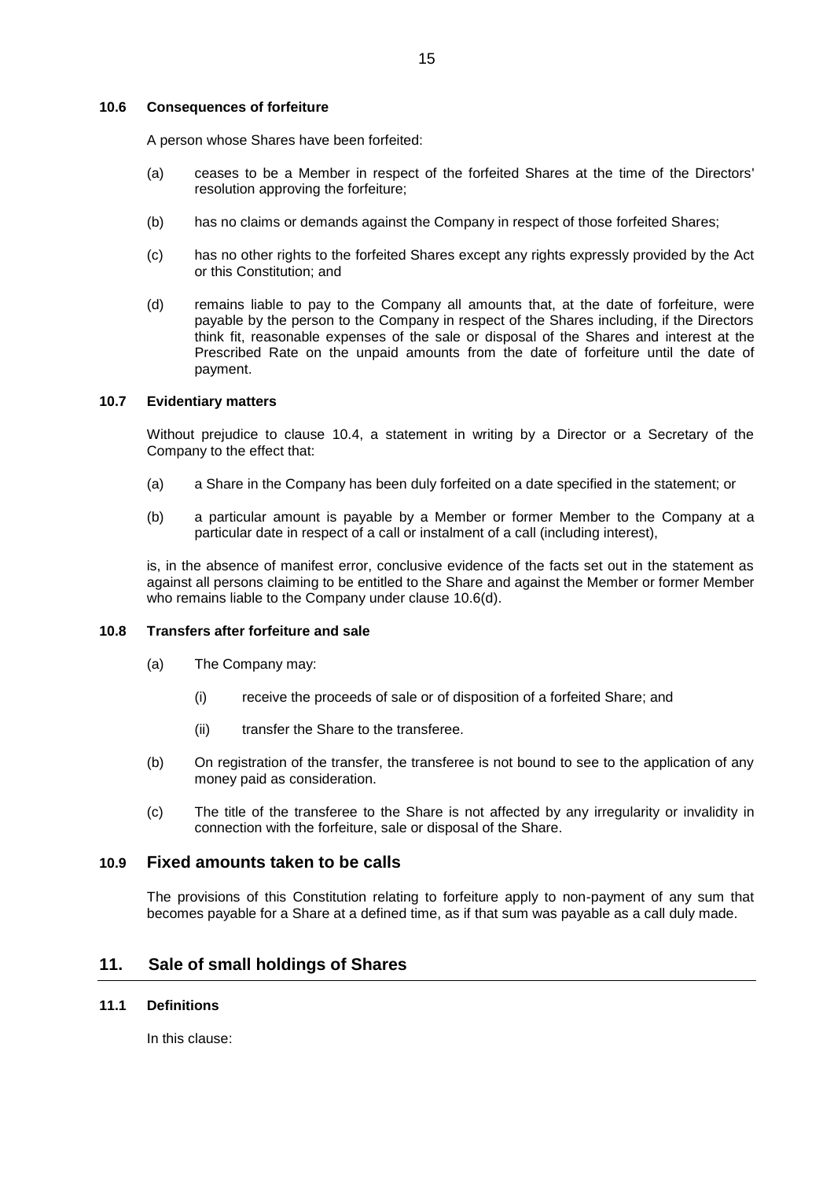#### 10.6 Consequences of forfeiture

A person whose Shares have been forfeited:

(a) ceases to be a Member in respect of the forfeited Shares at the time of the Directors' resolution approving the forfeiture;

(b) has no claims or demands against the Company in respect of those forfeited Shares;

(c) has no other rights to the forfeited Shares except any rights expressly provided by the Act or this Constitution; and

(d) remains liable to pay to the Company all amounts that, at the date of forfeiture, were payable by the person to the Company in respect of the Shares including, if the Directors think fit, reasonable expenses of the sale or disposal of the Shares and interest at the Prescribed Rate on the unpaid amounts from the date of forfeiture until the date of payment.

#### 10.7 Evidentiary matters

Without prejudice to clause 10.4, a statement in writing by a Director or a Secretary of the Company to the effect that:

(a) a Share in the Company has been duly forfeited on a date specified in the statement; or

(b) a particular amount is payable by a Member or former Member to the Company at a particular date in respect of a call or instalment of a call (including interest),

is, in the absence of manifest error, conclusive evidence of the facts set out in the statement as against all persons claiming to be entitled to the Share and against the Member or former Member who remains liable to the Company under clause 10.6(d).

#### 10.8 Transfers after forfeiture and sale

(a) The Company may:

  (i) receive the proceeds of sale or of disposition of a forfeited Share; and

  (ii) transfer the Share to the transferee.

(b) On registration of the transfer, the transferee is not bound to see to the application of any money paid as consideration.

(c) The title of the transferee to the Share is not affected by any irregularity or invalidity in connection with the forfeiture, sale or disposal of the Share.

### 10.9 Fixed amounts taken to be calls

The provisions of this Constitution relating to forfeiture apply to non-payment of any sum that becomes payable for a Share at a defined time, as if that sum was payable as a call duly made.

## 11. Sale of small holdings of Shares

#### 11.1 Definitions

In this clause: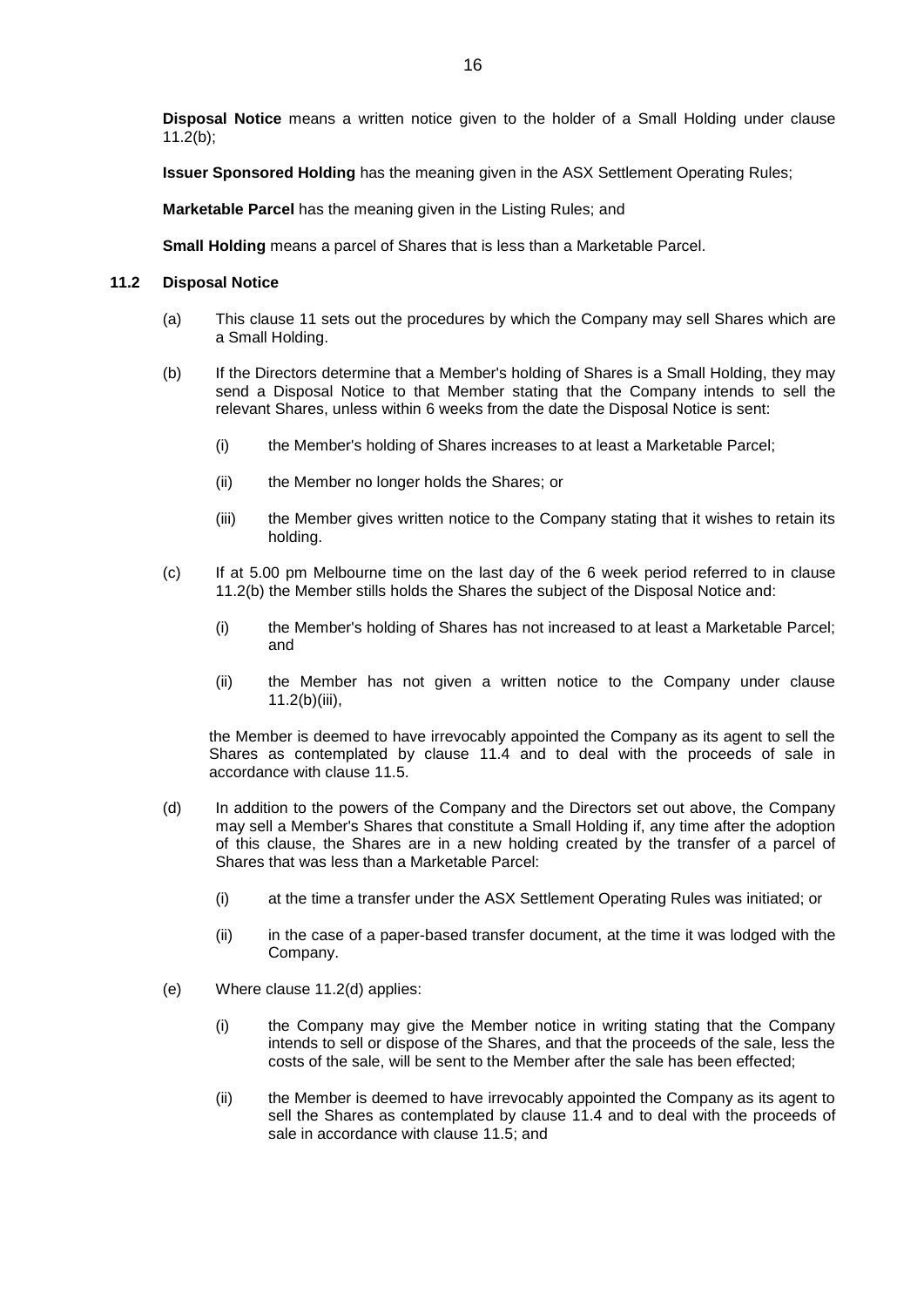**Disposal Notice** means a written notice given to the holder of a Small Holding under clause 11.2(b);

**Issuer Sponsored Holding** has the meaning given in the ASX Settlement Operating Rules;

**Marketable Parcel** has the meaning given in the Listing Rules; and

**Small Holding** means a parcel of Shares that is less than a Marketable Parcel.

## 11.2 Disposal Notice

(a) This clause 11 sets out the procedures by which the Company may sell Shares which are a Small Holding.

(b) If the Directors determine that a Member's holding of Shares is a Small Holding, they may send a Disposal Notice to that Member stating that the Company intends to sell the relevant Shares, unless within 6 weeks from the date the Disposal Notice is sent:

  (i) the Member's holding of Shares increases to at least a Marketable Parcel;

  (ii) the Member no longer holds the Shares; or

  (iii) the Member gives written notice to the Company stating that it wishes to retain its holding.

(c) If at 5.00 pm Melbourne time on the last day of the 6 week period referred to in clause 11.2(b) the Member stills holds the Shares the subject of the Disposal Notice and:

  (i) the Member's holding of Shares has not increased to at least a Marketable Parcel; and

  (ii) the Member has not given a written notice to the Company under clause 11.2(b)(iii),

the Member is deemed to have irrevocably appointed the Company as its agent to sell the Shares as contemplated by clause 11.4 and to deal with the proceeds of sale in accordance with clause 11.5.

(d) In addition to the powers of the Company and the Directors set out above, the Company may sell a Member's Shares that constitute a Small Holding if, any time after the adoption of this clause, the Shares are in a new holding created by the transfer of a parcel of Shares that was less than a Marketable Parcel:

  (i) at the time a transfer under the ASX Settlement Operating Rules was initiated; or

  (ii) in the case of a paper-based transfer document, at the time it was lodged with the Company.

(e) Where clause 11.2(d) applies:

  (i) the Company may give the Member notice in writing stating that the Company intends to sell or dispose of the Shares, and that the proceeds of the sale, less the costs of the sale, will be sent to the Member after the sale has been effected;

  (ii) the Member is deemed to have irrevocably appointed the Company as its agent to sell the Shares as contemplated by clause 11.4 and to deal with the proceeds of sale in accordance with clause 11.5; and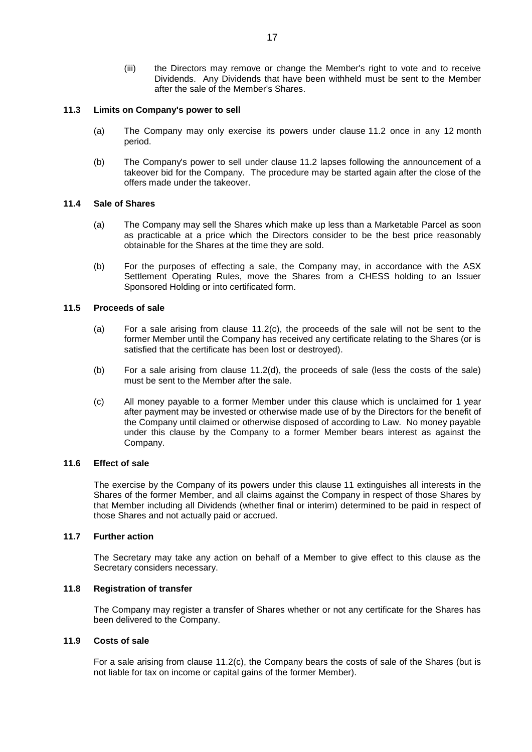(iii) the Directors may remove or change the Member's right to vote and to receive Dividends. Any Dividends that have been withheld must be sent to the Member after the sale of the Member's Shares.

### 11.3 Limits on Company's power to sell

(a) The Company may only exercise its powers under clause 11.2 once in any 12 month period.

(b) The Company's power to sell under clause 11.2 lapses following the announcement of a takeover bid for the Company. The procedure may be started again after the close of the offers made under the takeover.

### 11.4 Sale of Shares

(a) The Company may sell the Shares which make up less than a Marketable Parcel as soon as practicable at a price which the Directors consider to be the best price reasonably obtainable for the Shares at the time they are sold.

(b) For the purposes of effecting a sale, the Company may, in accordance with the ASX Settlement Operating Rules, move the Shares from a CHESS holding to an Issuer Sponsored Holding or into certificated form.

### 11.5 Proceeds of sale

(a) For a sale arising from clause 11.2(c), the proceeds of the sale will not be sent to the former Member until the Company has received any certificate relating to the Shares (or is satisfied that the certificate has been lost or destroyed).

(b) For a sale arising from clause 11.2(d), the proceeds of sale (less the costs of the sale) must be sent to the Member after the sale.

(c) All money payable to a former Member under this clause which is unclaimed for 1 year after payment may be invested or otherwise made use of by the Directors for the benefit of the Company until claimed or otherwise disposed of according to Law. No money payable under this clause by the Company to a former Member bears interest as against the Company.

### 11.6 Effect of sale

The exercise by the Company of its powers under this clause 11 extinguishes all interests in the Shares of the former Member, and all claims against the Company in respect of those Shares by that Member including all Dividends (whether final or interim) determined to be paid in respect of those Shares and not actually paid or accrued.

### 11.7 Further action

The Secretary may take any action on behalf of a Member to give effect to this clause as the Secretary considers necessary.

### 11.8 Registration of transfer

The Company may register a transfer of Shares whether or not any certificate for the Shares has been delivered to the Company.

### 11.9 Costs of sale

For a sale arising from clause 11.2(c), the Company bears the costs of sale of the Shares (but is not liable for tax on income or capital gains of the former Member).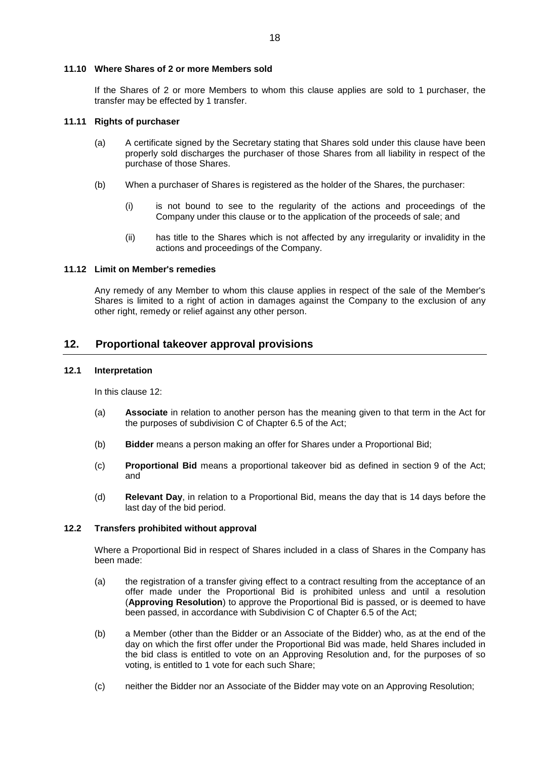#### 11.10 Where Shares of 2 or more Members sold

If the Shares of 2 or more Members to whom this clause applies are sold to 1 purchaser, the transfer may be effected by 1 transfer.

#### 11.11 Rights of purchaser

(a) A certificate signed by the Secretary stating that Shares sold under this clause have been properly sold discharges the purchaser of those Shares from all liability in respect of the purchase of those Shares.

(b) When a purchaser of Shares is registered as the holder of the Shares, the purchaser:

   (i) is not bound to see to the regularity of the actions and proceedings of the Company under this clause or to the application of the proceeds of sale; and

   (ii) has title to the Shares which is not affected by any irregularity or invalidity in the actions and proceedings of the Company.

#### 11.12 Limit on Member's remedies

Any remedy of any Member to whom this clause applies in respect of the sale of the Member's Shares is limited to a right of action in damages against the Company to the exclusion of any other right, remedy or relief against any other person.

## 12. Proportional takeover approval provisions

#### 12.1 Interpretation

In this clause 12:

(a) **Associate** in relation to another person has the meaning given to that term in the Act for the purposes of subdivision C of Chapter 6.5 of the Act;

(b) **Bidder** means a person making an offer for Shares under a Proportional Bid;

(c) **Proportional Bid** means a proportional takeover bid as defined in section 9 of the Act; and

(d) **Relevant Day**, in relation to a Proportional Bid, means the day that is 14 days before the last day of the bid period.

#### 12.2 Transfers prohibited without approval

Where a Proportional Bid in respect of Shares included in a class of Shares in the Company has been made:

(a) the registration of a transfer giving effect to a contract resulting from the acceptance of an offer made under the Proportional Bid is prohibited unless and until a resolution (**Approving Resolution**) to approve the Proportional Bid is passed, or is deemed to have been passed, in accordance with Subdivision C of Chapter 6.5 of the Act;

(b) a Member (other than the Bidder or an Associate of the Bidder) who, as at the end of the day on which the first offer under the Proportional Bid was made, held Shares included in the bid class is entitled to vote on an Approving Resolution and, for the purposes of so voting, is entitled to 1 vote for each such Share;

(c) neither the Bidder nor an Associate of the Bidder may vote on an Approving Resolution;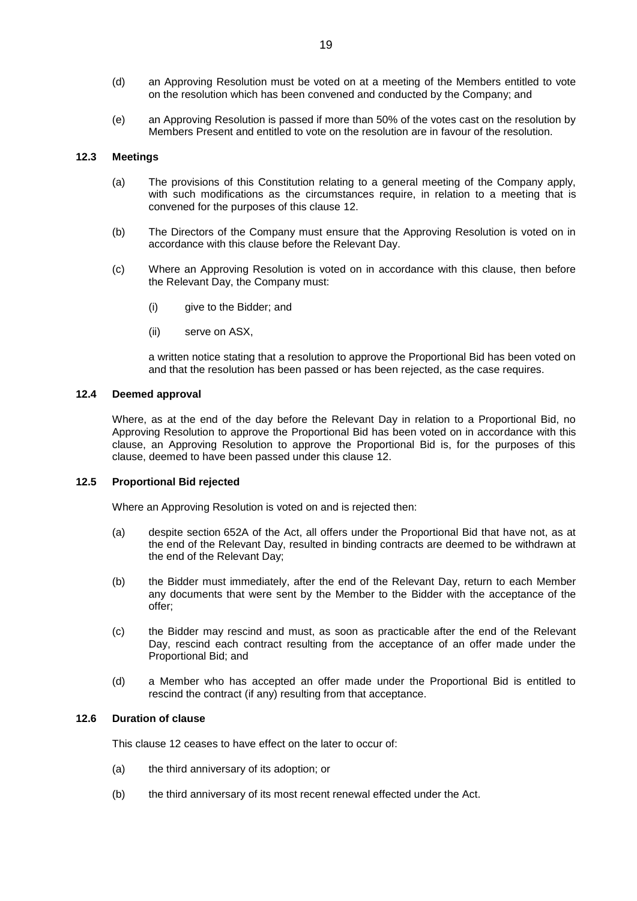(d) an Approving Resolution must be voted on at a meeting of the Members entitled to vote on the resolution which has been convened and conducted by the Company; and

(e) an Approving Resolution is passed if more than 50% of the votes cast on the resolution by Members Present and entitled to vote on the resolution are in favour of the resolution.

### 12.3 Meetings

(a) The provisions of this Constitution relating to a general meeting of the Company apply, with such modifications as the circumstances require, in relation to a meeting that is convened for the purposes of this clause 12.

(b) The Directors of the Company must ensure that the Approving Resolution is voted on in accordance with this clause before the Relevant Day.

(c) Where an Approving Resolution is voted on in accordance with this clause, then before the Relevant Day, the Company must:

  (i) give to the Bidder; and

  (ii) serve on ASX,

  a written notice stating that a resolution to approve the Proportional Bid has been voted on and that the resolution has been passed or has been rejected, as the case requires.

### 12.4 Deemed approval

Where, as at the end of the day before the Relevant Day in relation to a Proportional Bid, no Approving Resolution to approve the Proportional Bid has been voted on in accordance with this clause, an Approving Resolution to approve the Proportional Bid is, for the purposes of this clause, deemed to have been passed under this clause 12.

### 12.5 Proportional Bid rejected

Where an Approving Resolution is voted on and is rejected then:

(a) despite section 652A of the Act, all offers under the Proportional Bid that have not, as at the end of the Relevant Day, resulted in binding contracts are deemed to be withdrawn at the end of the Relevant Day;

(b) the Bidder must immediately, after the end of the Relevant Day, return to each Member any documents that were sent by the Member to the Bidder with the acceptance of the offer;

(c) the Bidder may rescind and must, as soon as practicable after the end of the Relevant Day, rescind each contract resulting from the acceptance of an offer made under the Proportional Bid; and

(d) a Member who has accepted an offer made under the Proportional Bid is entitled to rescind the contract (if any) resulting from that acceptance.

### 12.6 Duration of clause

This clause 12 ceases to have effect on the later to occur of:

(a) the third anniversary of its adoption; or

(b) the third anniversary of its most recent renewal effected under the Act.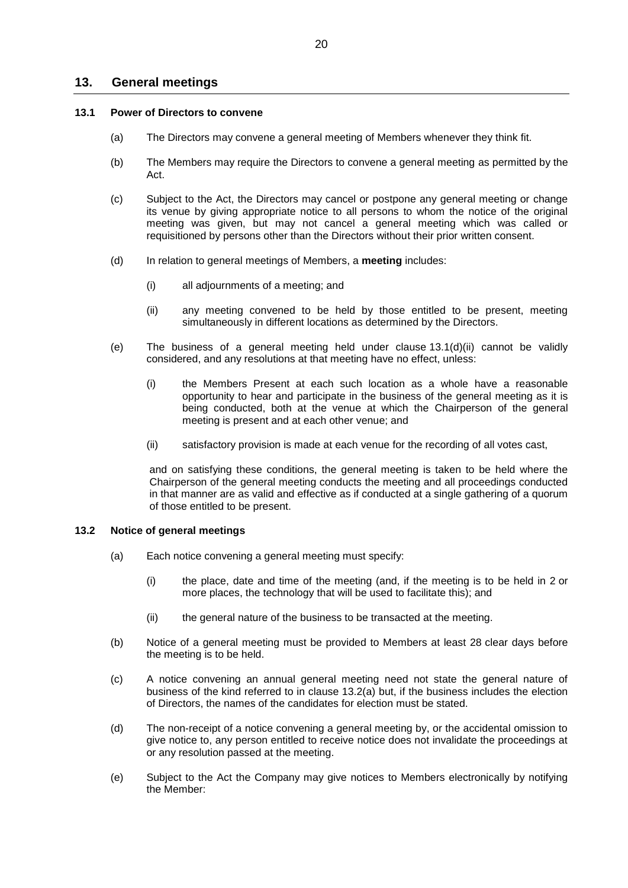## 13. General meetings

### 13.1 Power of Directors to convene

(a) The Directors may convene a general meeting of Members whenever they think fit.

(b) The Members may require the Directors to convene a general meeting as permitted by the Act.

(c) Subject to the Act, the Directors may cancel or postpone any general meeting or change its venue by giving appropriate notice to all persons to whom the notice of the original meeting was given, but may not cancel a general meeting which was called or requisitioned by persons other than the Directors without their prior written consent.

(d) In relation to general meetings of Members, a **meeting** includes:

(i) all adjournments of a meeting; and

(ii) any meeting convened to be held by those entitled to be present, meeting simultaneously in different locations as determined by the Directors.

(e) The business of a general meeting held under clause 13.1(d)(ii) cannot be validly considered, and any resolutions at that meeting have no effect, unless:

(i) the Members Present at each such location as a whole have a reasonable opportunity to hear and participate in the business of the general meeting as it is being conducted, both at the venue at which the Chairperson of the general meeting is present and at each other venue; and

(ii) satisfactory provision is made at each venue for the recording of all votes cast,

and on satisfying these conditions, the general meeting is taken to be held where the Chairperson of the general meeting conducts the meeting and all proceedings conducted in that manner are as valid and effective as if conducted at a single gathering of a quorum of those entitled to be present.

### 13.2 Notice of general meetings

(a) Each notice convening a general meeting must specify:

(i) the place, date and time of the meeting (and, if the meeting is to be held in 2 or more places, the technology that will be used to facilitate this); and

(ii) the general nature of the business to be transacted at the meeting.

(b) Notice of a general meeting must be provided to Members at least 28 clear days before the meeting is to be held.

(c) A notice convening an annual general meeting need not state the general nature of business of the kind referred to in clause 13.2(a) but, if the business includes the election of Directors, the names of the candidates for election must be stated.

(d) The non-receipt of a notice convening a general meeting by, or the accidental omission to give notice to, any person entitled to receive notice does not invalidate the proceedings at or any resolution passed at the meeting.

(e) Subject to the Act the Company may give notices to Members electronically by notifying the Member: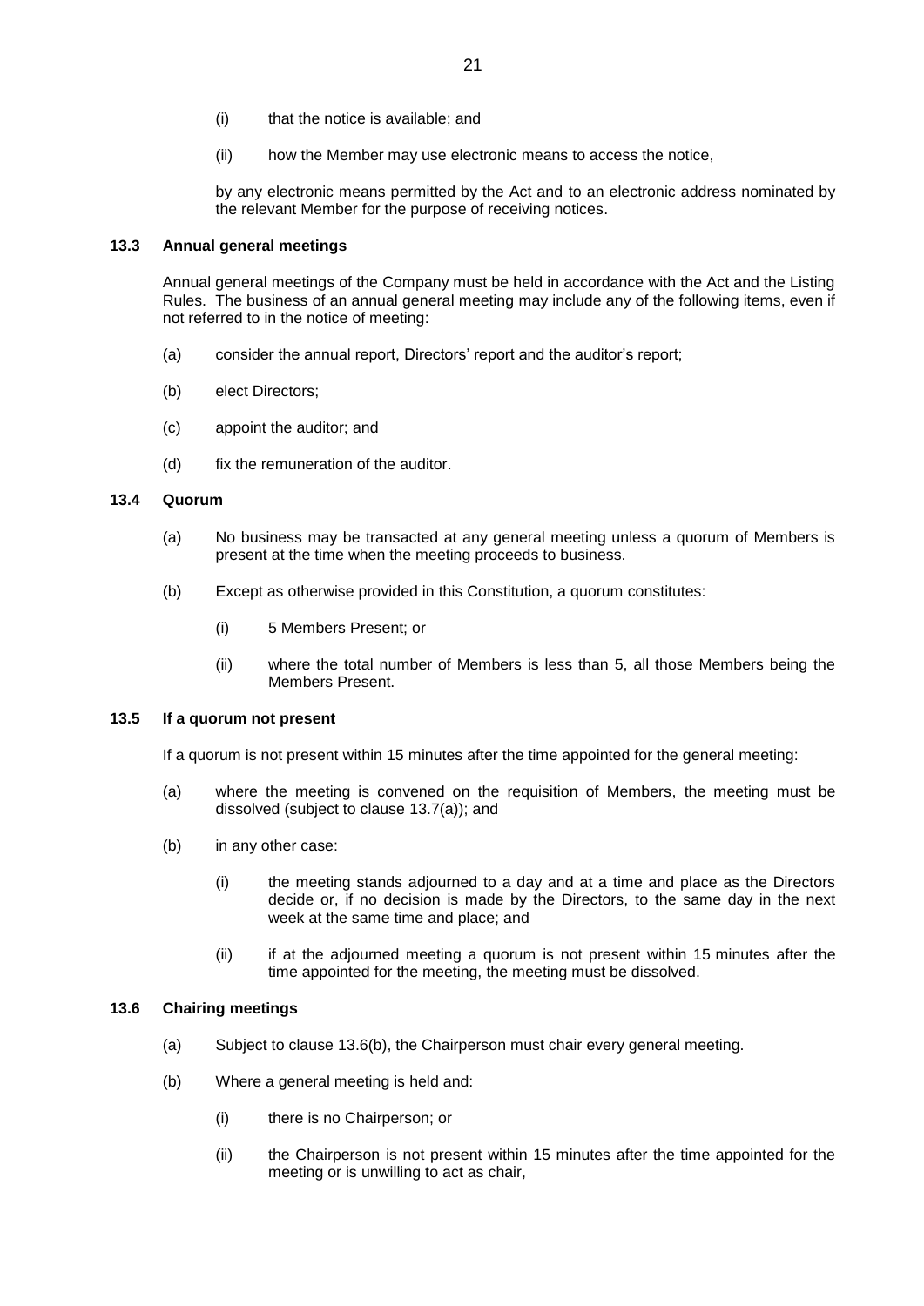(i) that the notice is available; and

(ii) how the Member may use electronic means to access the notice,

by any electronic means permitted by the Act and to an electronic address nominated by the relevant Member for the purpose of receiving notices.

### 13.3 Annual general meetings

Annual general meetings of the Company must be held in accordance with the Act and the Listing Rules. The business of an annual general meeting may include any of the following items, even if not referred to in the notice of meeting:

(a) consider the annual report, Directors' report and the auditor's report;

(b) elect Directors;

(c) appoint the auditor; and

(d) fix the remuneration of the auditor.

### 13.4 Quorum

(a) No business may be transacted at any general meeting unless a quorum of Members is present at the time when the meeting proceeds to business.

(b) Except as otherwise provided in this Constitution, a quorum constitutes:

(i) 5 Members Present; or

(ii) where the total number of Members is less than 5, all those Members being the Members Present.

### 13.5 If a quorum not present

If a quorum is not present within 15 minutes after the time appointed for the general meeting:

(a) where the meeting is convened on the requisition of Members, the meeting must be dissolved (subject to clause 13.7(a)); and

(b) in any other case:

(i) the meeting stands adjourned to a day and at a time and place as the Directors decide or, if no decision is made by the Directors, to the same day in the next week at the same time and place; and

(ii) if at the adjourned meeting a quorum is not present within 15 minutes after the time appointed for the meeting, the meeting must be dissolved.

### 13.6 Chairing meetings

(a) Subject to clause 13.6(b), the Chairperson must chair every general meeting.

(b) Where a general meeting is held and:

(i) there is no Chairperson; or

(ii) the Chairperson is not present within 15 minutes after the time appointed for the meeting or is unwilling to act as chair,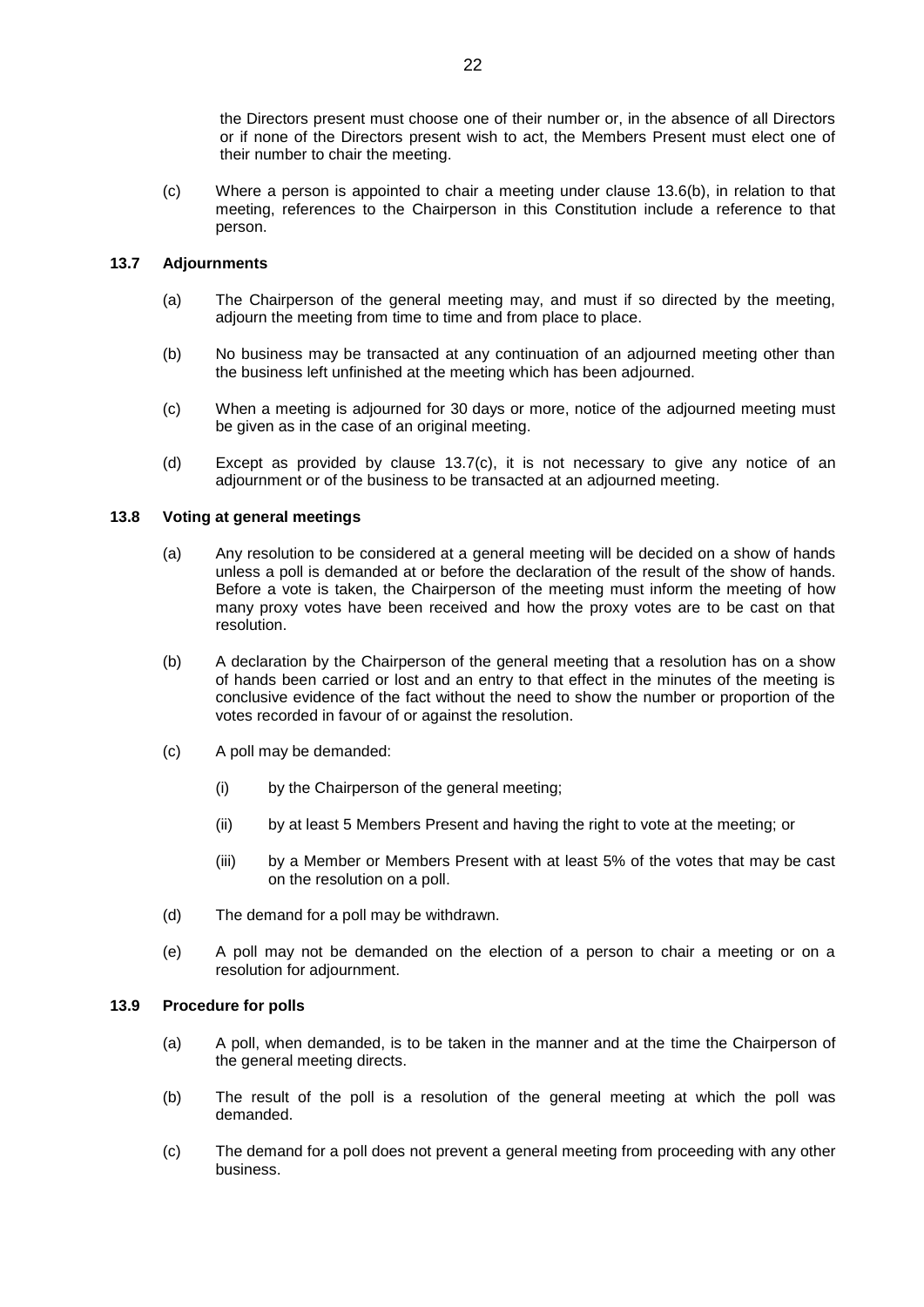the Directors present must choose one of their number or, in the absence of all Directors or if none of the Directors present wish to act, the Members Present must elect one of their number to chair the meeting.

(c) Where a person is appointed to chair a meeting under clause 13.6(b), in relation to that meeting, references to the Chairperson in this Constitution include a reference to that person.

### 13.7 Adjournments

(a) The Chairperson of the general meeting may, and must if so directed by the meeting, adjourn the meeting from time to time and from place to place.

(b) No business may be transacted at any continuation of an adjourned meeting other than the business left unfinished at the meeting which has been adjourned.

(c) When a meeting is adjourned for 30 days or more, notice of the adjourned meeting must be given as in the case of an original meeting.

(d) Except as provided by clause 13.7(c), it is not necessary to give any notice of an adjournment or of the business to be transacted at an adjourned meeting.

### 13.8 Voting at general meetings

(a) Any resolution to be considered at a general meeting will be decided on a show of hands unless a poll is demanded at or before the declaration of the result of the show of hands. Before a vote is taken, the Chairperson of the meeting must inform the meeting of how many proxy votes have been received and how the proxy votes are to be cast on that resolution.

(b) A declaration by the Chairperson of the general meeting that a resolution has on a show of hands been carried or lost and an entry to that effect in the minutes of the meeting is conclusive evidence of the fact without the need to show the number or proportion of the votes recorded in favour of or against the resolution.

(c) A poll may be demanded:

   (i) by the Chairperson of the general meeting;

   (ii) by at least 5 Members Present and having the right to vote at the meeting; or

   (iii) by a Member or Members Present with at least 5% of the votes that may be cast on the resolution on a poll.

(d) The demand for a poll may be withdrawn.

(e) A poll may not be demanded on the election of a person to chair a meeting or on a resolution for adjournment.

### 13.9 Procedure for polls

(a) A poll, when demanded, is to be taken in the manner and at the time the Chairperson of the general meeting directs.

(b) The result of the poll is a resolution of the general meeting at which the poll was demanded.

(c) The demand for a poll does not prevent a general meeting from proceeding with any other business.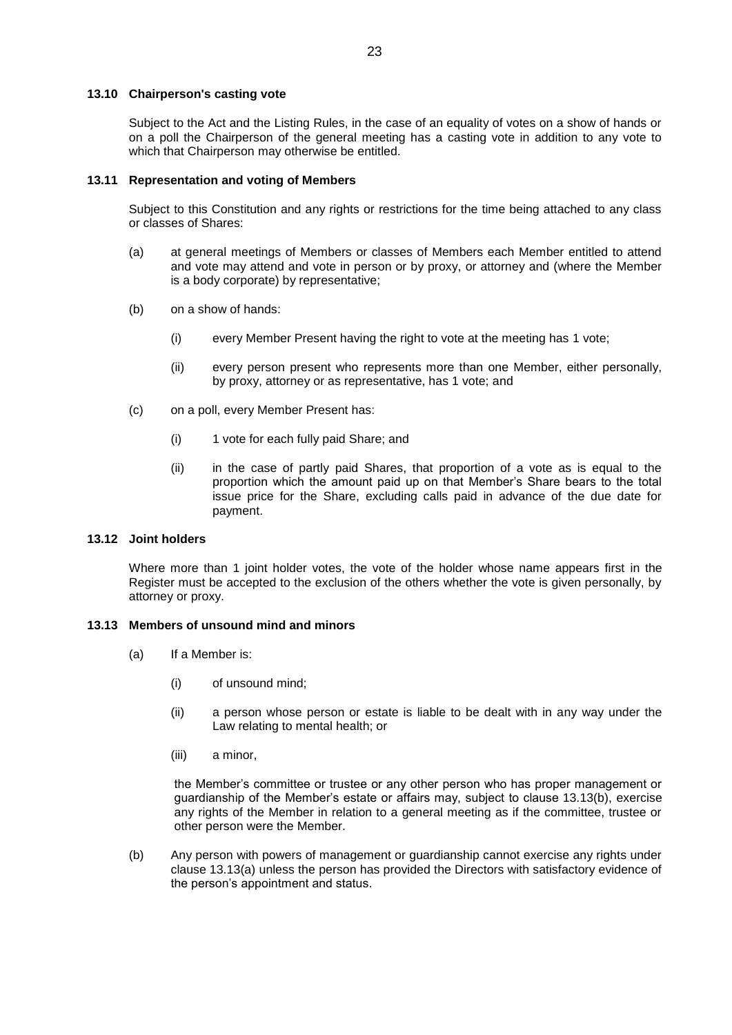### 13.10 Chairperson's casting vote

Subject to the Act and the Listing Rules, in the case of an equality of votes on a show of hands or on a poll the Chairperson of the general meeting has a casting vote in addition to any vote to which that Chairperson may otherwise be entitled.

### 13.11 Representation and voting of Members

Subject to this Constitution and any rights or restrictions for the time being attached to any class or classes of Shares:

(a) at general meetings of Members or classes of Members each Member entitled to attend and vote may attend and vote in person or by proxy, or attorney and (where the Member is a body corporate) by representative;

(b) on a show of hands:

  (i) every Member Present having the right to vote at the meeting has 1 vote;

  (ii) every person present who represents more than one Member, either personally, by proxy, attorney or as representative, has 1 vote; and

(c) on a poll, every Member Present has:

  (i) 1 vote for each fully paid Share; and

  (ii) in the case of partly paid Shares, that proportion of a vote as is equal to the proportion which the amount paid up on that Member's Share bears to the total issue price for the Share, excluding calls paid in advance of the due date for payment.

### 13.12 Joint holders

Where more than 1 joint holder votes, the vote of the holder whose name appears first in the Register must be accepted to the exclusion of the others whether the vote is given personally, by attorney or proxy.

### 13.13 Members of unsound mind and minors

(a) If a Member is:

  (i) of unsound mind;

  (ii) a person whose person or estate is liable to be dealt with in any way under the Law relating to mental health; or

  (iii) a minor,

  the Member's committee or trustee or any other person who has proper management or guardianship of the Member's estate or affairs may, subject to clause 13.13(b), exercise any rights of the Member in relation to a general meeting as if the committee, trustee or other person were the Member.

(b) Any person with powers of management or guardianship cannot exercise any rights under clause 13.13(a) unless the person has provided the Directors with satisfactory evidence of the person's appointment and status.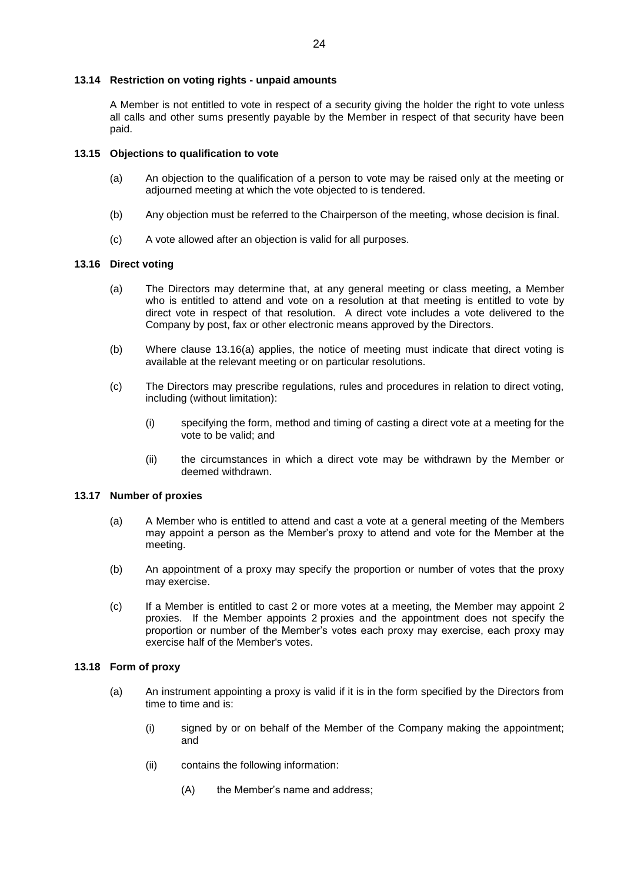### 13.14 Restriction on voting rights - unpaid amounts

A Member is not entitled to vote in respect of a security giving the holder the right to vote unless all calls and other sums presently payable by the Member in respect of that security have been paid.

### 13.15 Objections to qualification to vote

(a) An objection to the qualification of a person to vote may be raised only at the meeting or adjourned meeting at which the vote objected to is tendered.

(b) Any objection must be referred to the Chairperson of the meeting, whose decision is final.

(c) A vote allowed after an objection is valid for all purposes.

### 13.16 Direct voting

(a) The Directors may determine that, at any general meeting or class meeting, a Member who is entitled to attend and vote on a resolution at that meeting is entitled to vote by direct vote in respect of that resolution. A direct vote includes a vote delivered to the Company by post, fax or other electronic means approved by the Directors.

(b) Where clause 13.16(a) applies, the notice of meeting must indicate that direct voting is available at the relevant meeting or on particular resolutions.

(c) The Directors may prescribe regulations, rules and procedures in relation to direct voting, including (without limitation):

(i) specifying the form, method and timing of casting a direct vote at a meeting for the vote to be valid; and

(ii) the circumstances in which a direct vote may be withdrawn by the Member or deemed withdrawn.

### 13.17 Number of proxies

(a) A Member who is entitled to attend and cast a vote at a general meeting of the Members may appoint a person as the Member's proxy to attend and vote for the Member at the meeting.

(b) An appointment of a proxy may specify the proportion or number of votes that the proxy may exercise.

(c) If a Member is entitled to cast 2 or more votes at a meeting, the Member may appoint 2 proxies. If the Member appoints 2 proxies and the appointment does not specify the proportion or number of the Member's votes each proxy may exercise, each proxy may exercise half of the Member's votes.

### 13.18 Form of proxy

(a) An instrument appointing a proxy is valid if it is in the form specified by the Directors from time to time and is:

(i) signed by or on behalf of the Member of the Company making the appointment; and

(ii) contains the following information:

(A) the Member's name and address;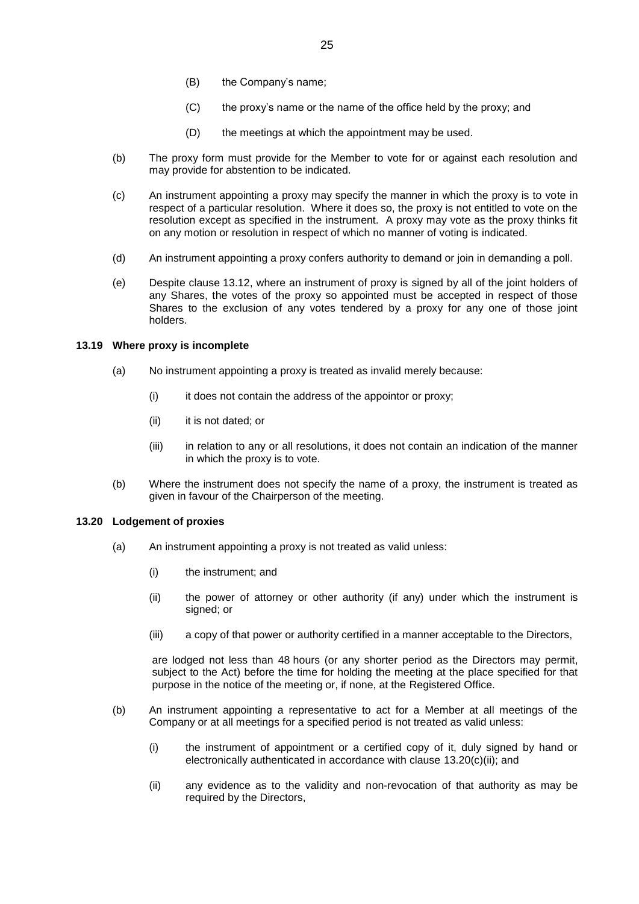(B) the Company's name;

(C) the proxy's name or the name of the office held by the proxy; and

(D) the meetings at which the appointment may be used.

(b) The proxy form must provide for the Member to vote for or against each resolution and may provide for abstention to be indicated.

(c) An instrument appointing a proxy may specify the manner in which the proxy is to vote in respect of a particular resolution. Where it does so, the proxy is not entitled to vote on the resolution except as specified in the instrument. A proxy may vote as the proxy thinks fit on any motion or resolution in respect of which no manner of voting is indicated.

(d) An instrument appointing a proxy confers authority to demand or join in demanding a poll.

(e) Despite clause 13.12, where an instrument of proxy is signed by all of the joint holders of any Shares, the votes of the proxy so appointed must be accepted in respect of those Shares to the exclusion of any votes tendered by a proxy for any one of those joint holders.

**13.19 Where proxy is incomplete**

(a) No instrument appointing a proxy is treated as invalid merely because:

(i) it does not contain the address of the appointor or proxy;

(ii) it is not dated; or

(iii) in relation to any or all resolutions, it does not contain an indication of the manner in which the proxy is to vote.

(b) Where the instrument does not specify the name of a proxy, the instrument is treated as given in favour of the Chairperson of the meeting.

**13.20 Lodgement of proxies**

(a) An instrument appointing a proxy is not treated as valid unless:

(i) the instrument; and

(ii) the power of attorney or other authority (if any) under which the instrument is signed; or

(iii) a copy of that power or authority certified in a manner acceptable to the Directors,

are lodged not less than 48 hours (or any shorter period as the Directors may permit, subject to the Act) before the time for holding the meeting at the place specified for that purpose in the notice of the meeting or, if none, at the Registered Office.

(b) An instrument appointing a representative to act for a Member at all meetings of the Company or at all meetings for a specified period is not treated as valid unless:

(i) the instrument of appointment or a certified copy of it, duly signed by hand or electronically authenticated in accordance with clause 13.20(c)(ii); and

(ii) any evidence as to the validity and non-revocation of that authority as may be required by the Directors,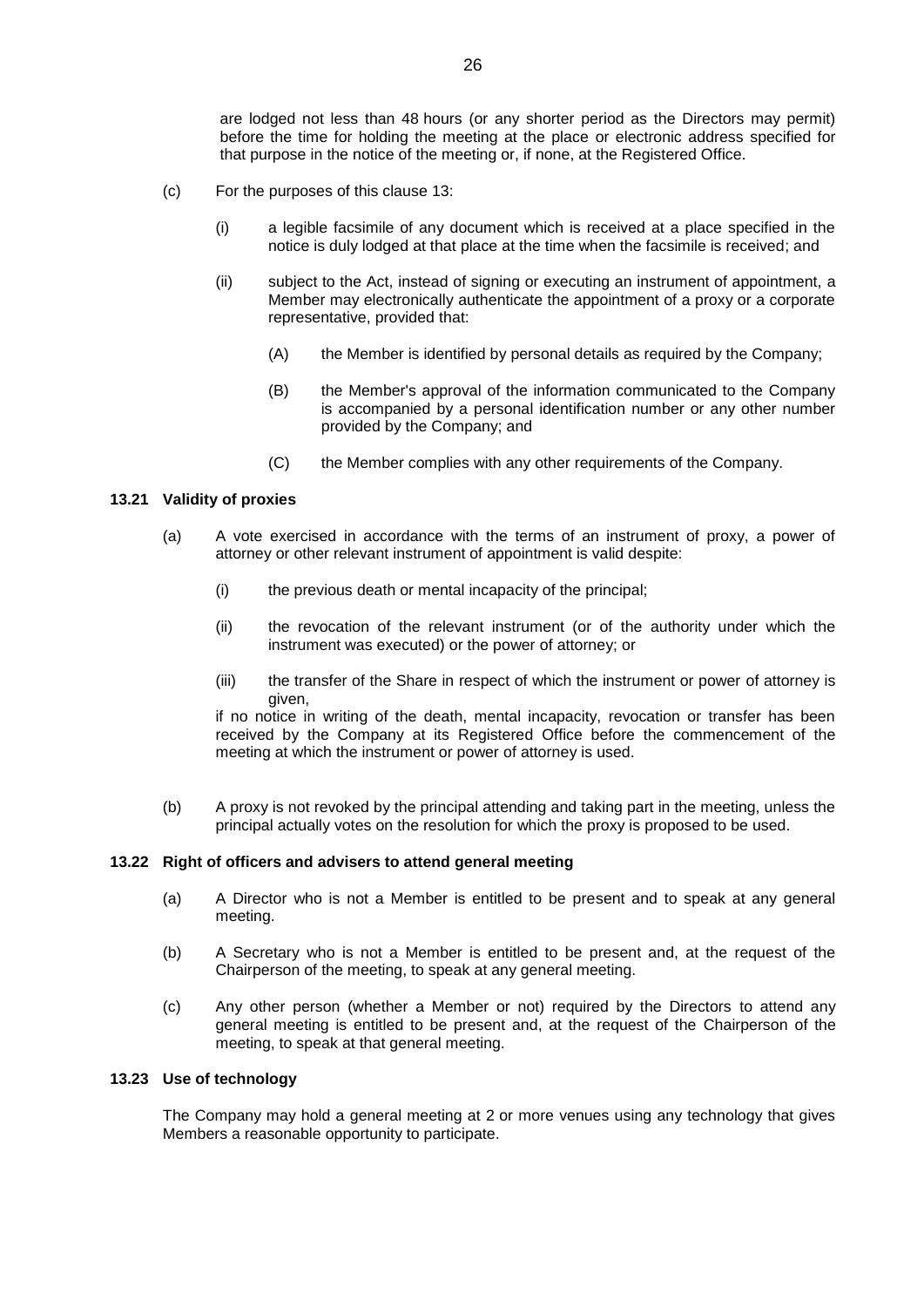are lodged not less than 48 hours (or any shorter period as the Directors may permit) before the time for holding the meeting at the place or electronic address specified for that purpose in the notice of the meeting or, if none, at the Registered Office.

(c) For the purposes of this clause 13:

  (i) a legible facsimile of any document which is received at a place specified in the notice is duly lodged at that place at the time when the facsimile is received; and

  (ii) subject to the Act, instead of signing or executing an instrument of appointment, a Member may electronically authenticate the appointment of a proxy or a corporate representative, provided that:

    (A) the Member is identified by personal details as required by the Company;

    (B) the Member's approval of the information communicated to the Company is accompanied by a personal identification number or any other number provided by the Company; and

    (C) the Member complies with any other requirements of the Company.

### 13.21 Validity of proxies

(a) A vote exercised in accordance with the terms of an instrument of proxy, a power of attorney or other relevant instrument of appointment is valid despite:

  (i) the previous death or mental incapacity of the principal;

  (ii) the revocation of the relevant instrument (or of the authority under which the instrument was executed) or the power of attorney; or

  (iii) the transfer of the Share in respect of which the instrument or power of attorney is given,

  if no notice in writing of the death, mental incapacity, revocation or transfer has been received by the Company at its Registered Office before the commencement of the meeting at which the instrument or power of attorney is used.

(b) A proxy is not revoked by the principal attending and taking part in the meeting, unless the principal actually votes on the resolution for which the proxy is proposed to be used.

### 13.22 Right of officers and advisers to attend general meeting

(a) A Director who is not a Member is entitled to be present and to speak at any general meeting.

(b) A Secretary who is not a Member is entitled to be present and, at the request of the Chairperson of the meeting, to speak at any general meeting.

(c) Any other person (whether a Member or not) required by the Directors to attend any general meeting is entitled to be present and, at the request of the Chairperson of the meeting, to speak at that general meeting.

### 13.23 Use of technology

The Company may hold a general meeting at 2 or more venues using any technology that gives Members a reasonable opportunity to participate.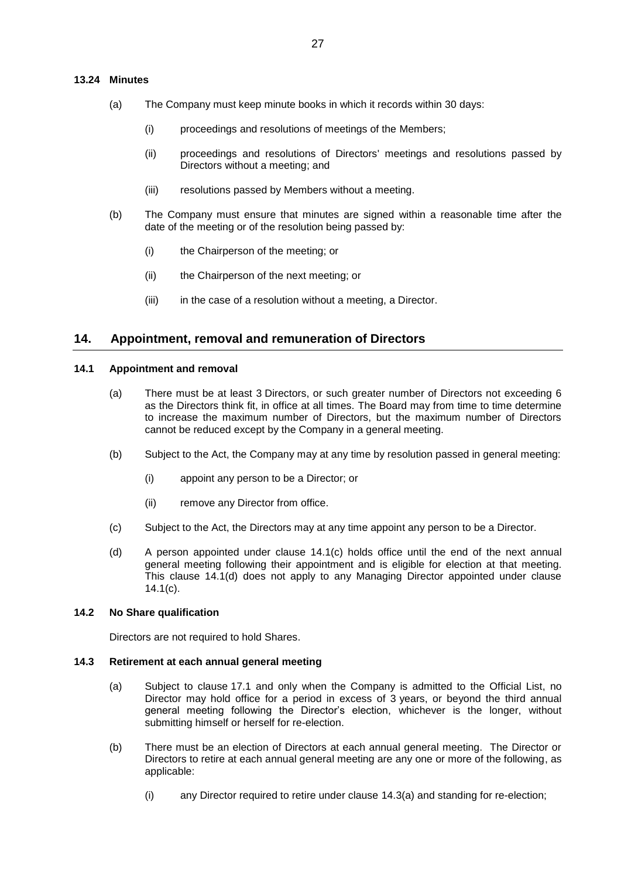### 13.24 Minutes

(a) The Company must keep minute books in which it records within 30 days:

(i) proceedings and resolutions of meetings of the Members;

(ii) proceedings and resolutions of Directors' meetings and resolutions passed by Directors without a meeting; and

(iii) resolutions passed by Members without a meeting.

(b) The Company must ensure that minutes are signed within a reasonable time after the date of the meeting or of the resolution being passed by:

(i) the Chairperson of the meeting; or

(ii) the Chairperson of the next meeting; or

(iii) in the case of a resolution without a meeting, a Director.

## 14. Appointment, removal and remuneration of Directors

### 14.1 Appointment and removal

(a) There must be at least 3 Directors, or such greater number of Directors not exceeding 6 as the Directors think fit, in office at all times. The Board may from time to time determine to increase the maximum number of Directors, but the maximum number of Directors cannot be reduced except by the Company in a general meeting.

(b) Subject to the Act, the Company may at any time by resolution passed in general meeting:

(i) appoint any person to be a Director; or

(ii) remove any Director from office.

(c) Subject to the Act, the Directors may at any time appoint any person to be a Director.

(d) A person appointed under clause 14.1(c) holds office until the end of the next annual general meeting following their appointment and is eligible for election at that meeting. This clause 14.1(d) does not apply to any Managing Director appointed under clause 14.1(c).

### 14.2 No Share qualification

Directors are not required to hold Shares.

### 14.3 Retirement at each annual general meeting

(a) Subject to clause 17.1 and only when the Company is admitted to the Official List, no Director may hold office for a period in excess of 3 years, or beyond the third annual general meeting following the Director's election, whichever is the longer, without submitting himself or herself for re-election.

(b) There must be an election of Directors at each annual general meeting. The Director or Directors to retire at each annual general meeting are any one or more of the following, as applicable:

(i) any Director required to retire under clause 14.3(a) and standing for re-election;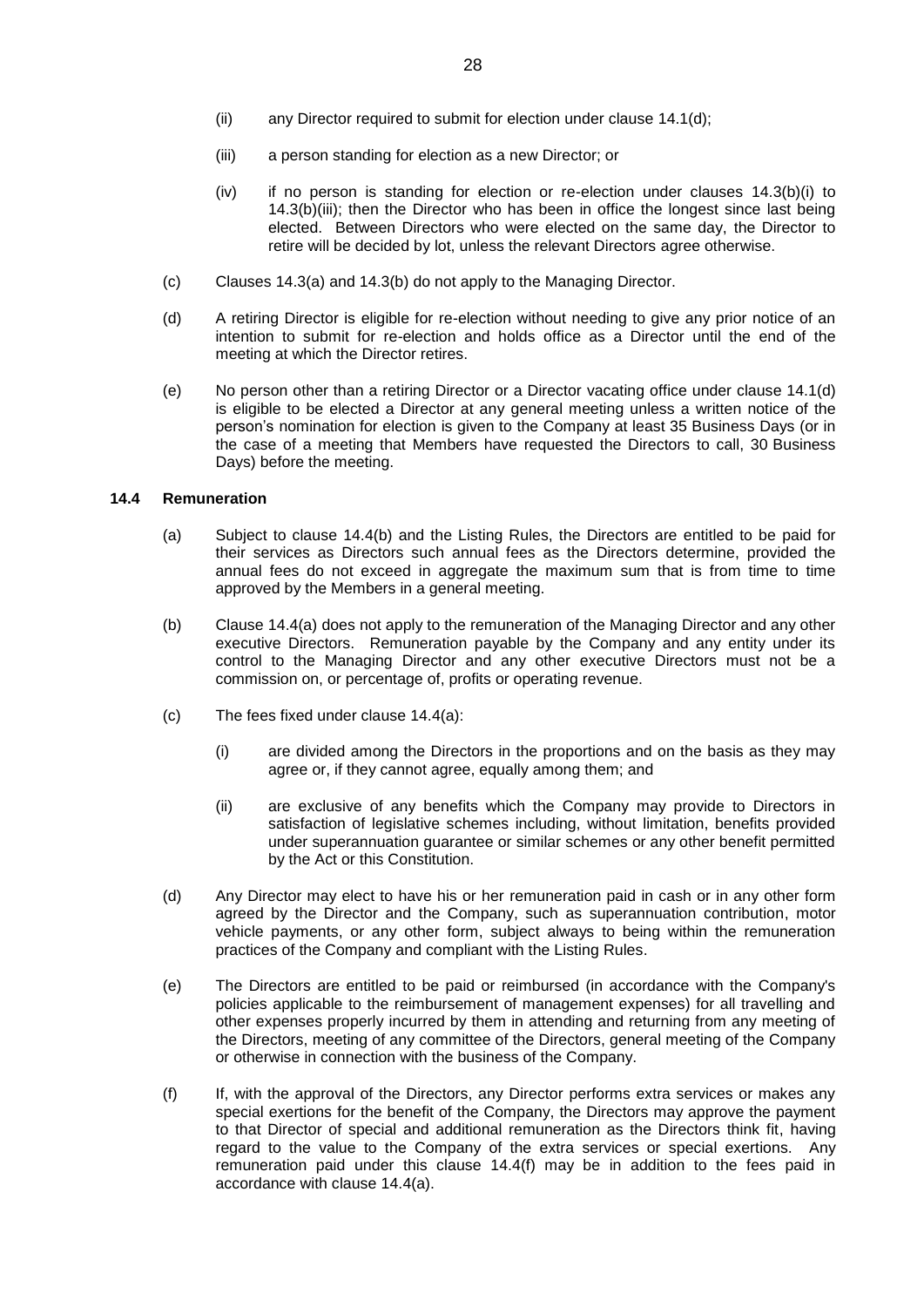(ii) any Director required to submit for election under clause 14.1(d);

(iii) a person standing for election as a new Director; or

(iv) if no person is standing for election or re-election under clauses 14.3(b)(i) to 14.3(b)(iii); then the Director who has been in office the longest since last being elected. Between Directors who were elected on the same day, the Director to retire will be decided by lot, unless the relevant Directors agree otherwise.

(c) Clauses 14.3(a) and 14.3(b) do not apply to the Managing Director.

(d) A retiring Director is eligible for re-election without needing to give any prior notice of an intention to submit for re-election and holds office as a Director until the end of the meeting at which the Director retires.

(e) No person other than a retiring Director or a Director vacating office under clause 14.1(d) is eligible to be elected a Director at any general meeting unless a written notice of the person's nomination for election is given to the Company at least 35 Business Days (or in the case of a meeting that Members have requested the Directors to call, 30 Business Days) before the meeting.

### 14.4 Remuneration

(a) Subject to clause 14.4(b) and the Listing Rules, the Directors are entitled to be paid for their services as Directors such annual fees as the Directors determine, provided the annual fees do not exceed in aggregate the maximum sum that is from time to time approved by the Members in a general meeting.

(b) Clause 14.4(a) does not apply to the remuneration of the Managing Director and any other executive Directors. Remuneration payable by the Company and any entity under its control to the Managing Director and any other executive Directors must not be a commission on, or percentage of, profits or operating revenue.

(c) The fees fixed under clause 14.4(a):

(i) are divided among the Directors in the proportions and on the basis as they may agree or, if they cannot agree, equally among them; and

(ii) are exclusive of any benefits which the Company may provide to Directors in satisfaction of legislative schemes including, without limitation, benefits provided under superannuation guarantee or similar schemes or any other benefit permitted by the Act or this Constitution.

(d) Any Director may elect to have his or her remuneration paid in cash or in any other form agreed by the Director and the Company, such as superannuation contribution, motor vehicle payments, or any other form, subject always to being within the remuneration practices of the Company and compliant with the Listing Rules.

(e) The Directors are entitled to be paid or reimbursed (in accordance with the Company's policies applicable to the reimbursement of management expenses) for all travelling and other expenses properly incurred by them in attending and returning from any meeting of the Directors, meeting of any committee of the Directors, general meeting of the Company or otherwise in connection with the business of the Company.

(f) If, with the approval of the Directors, any Director performs extra services or makes any special exertions for the benefit of the Company, the Directors may approve the payment to that Director of special and additional remuneration as the Directors think fit, having regard to the value to the Company of the extra services or special exertions. Any remuneration paid under this clause 14.4(f) may be in addition to the fees paid in accordance with clause 14.4(a).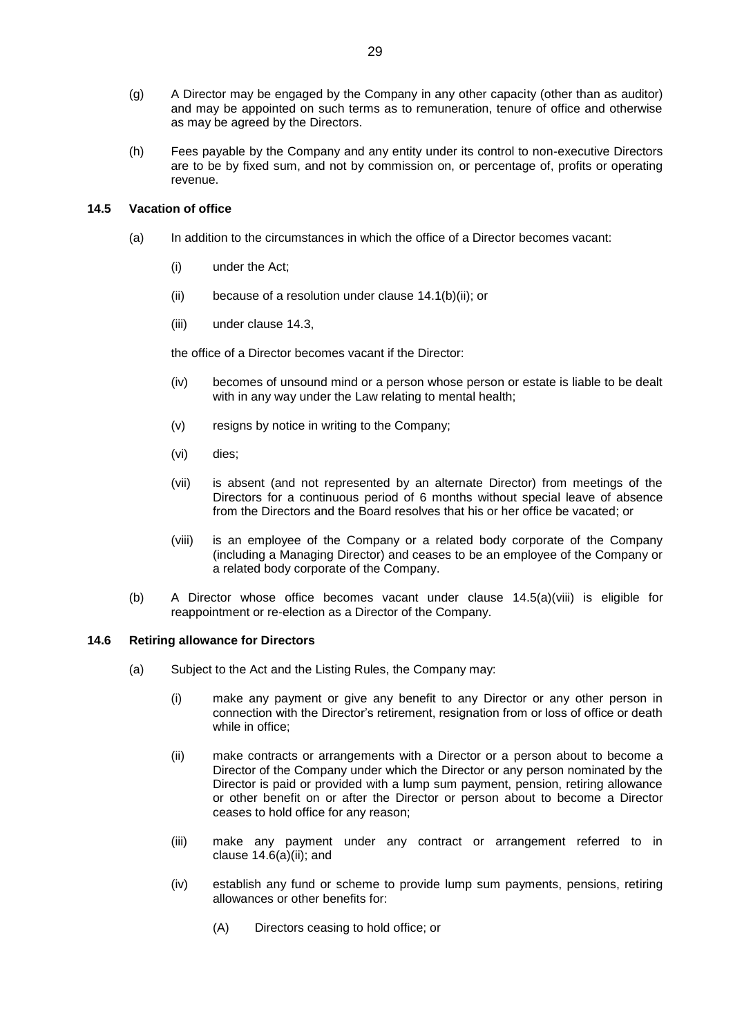(g) A Director may be engaged by the Company in any other capacity (other than as auditor) and may be appointed on such terms as to remuneration, tenure of office and otherwise as may be agreed by the Directors.

(h) Fees payable by the Company and any entity under its control to non-executive Directors are to be by fixed sum, and not by commission on, or percentage of, profits or operating revenue.

### 14.5 Vacation of office

(a) In addition to the circumstances in which the office of a Director becomes vacant:

   (i) under the Act;

   (ii) because of a resolution under clause 14.1(b)(ii); or

   (iii) under clause 14.3,

   the office of a Director becomes vacant if the Director:

   (iv) becomes of unsound mind or a person whose person or estate is liable to be dealt with in any way under the Law relating to mental health;

   (v) resigns by notice in writing to the Company;

   (vi) dies;

   (vii) is absent (and not represented by an alternate Director) from meetings of the Directors for a continuous period of 6 months without special leave of absence from the Directors and the Board resolves that his or her office be vacated; or

   (viii) is an employee of the Company or a related body corporate of the Company (including a Managing Director) and ceases to be an employee of the Company or a related body corporate of the Company.

(b) A Director whose office becomes vacant under clause 14.5(a)(viii) is eligible for reappointment or re-election as a Director of the Company.

### 14.6 Retiring allowance for Directors

(a) Subject to the Act and the Listing Rules, the Company may:

   (i) make any payment or give any benefit to any Director or any other person in connection with the Director's retirement, resignation from or loss of office or death while in office;

   (ii) make contracts or arrangements with a Director or a person about to become a Director of the Company under which the Director or any person nominated by the Director is paid or provided with a lump sum payment, pension, retiring allowance or other benefit on or after the Director or person about to become a Director ceases to hold office for any reason;

   (iii) make any payment under any contract or arrangement referred to in clause 14.6(a)(ii); and

   (iv) establish any fund or scheme to provide lump sum payments, pensions, retiring allowances or other benefits for:

      (A) Directors ceasing to hold office; or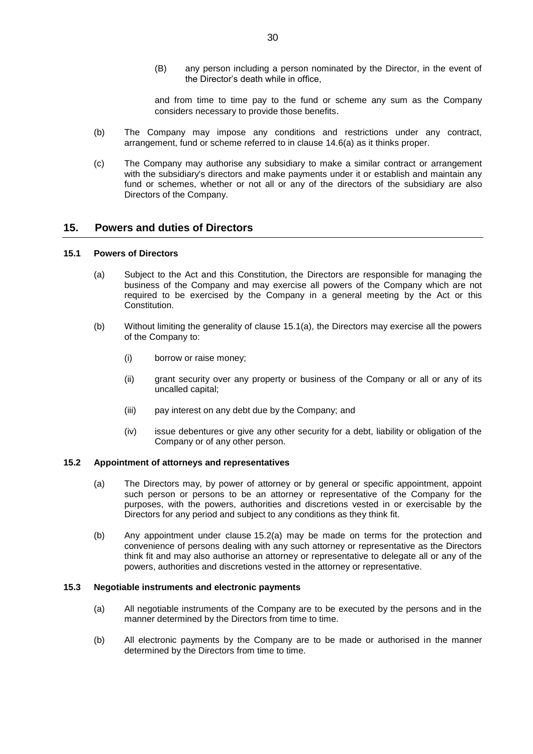(B) any person including a person nominated by the Director, in the event of the Director's death while in office,

and from time to time pay to the fund or scheme any sum as the Company considers necessary to provide those benefits.

(b) The Company may impose any conditions and restrictions under any contract, arrangement, fund or scheme referred to in clause 14.6(a) as it thinks proper.

(c) The Company may authorise any subsidiary to make a similar contract or arrangement with the subsidiary's directors and make payments under it or establish and maintain any fund or schemes, whether or not all or any of the directors of the subsidiary are also Directors of the Company.

## 15. Powers and duties of Directors

### 15.1 Powers of Directors

(a) Subject to the Act and this Constitution, the Directors are responsible for managing the business of the Company and may exercise all powers of the Company which are not required to be exercised by the Company in a general meeting by the Act or this Constitution.

(b) Without limiting the generality of clause 15.1(a), the Directors may exercise all the powers of the Company to:

(i) borrow or raise money;

(ii) grant security over any property or business of the Company or all or any of its uncalled capital;

(iii) pay interest on any debt due by the Company; and

(iv) issue debentures or give any other security for a debt, liability or obligation of the Company or of any other person.

### 15.2 Appointment of attorneys and representatives

(a) The Directors may, by power of attorney or by general or specific appointment, appoint such person or persons to be an attorney or representative of the Company for the purposes, with the powers, authorities and discretions vested in or exercisable by the Directors for any period and subject to any conditions as they think fit.

(b) Any appointment under clause 15.2(a) may be made on terms for the protection and convenience of persons dealing with any such attorney or representative as the Directors think fit and may also authorise an attorney or representative to delegate all or any of the powers, authorities and discretions vested in the attorney or representative.

### 15.3 Negotiable instruments and electronic payments

(a) All negotiable instruments of the Company are to be executed by the persons and in the manner determined by the Directors from time to time.

(b) All electronic payments by the Company are to be made or authorised in the manner determined by the Directors from time to time.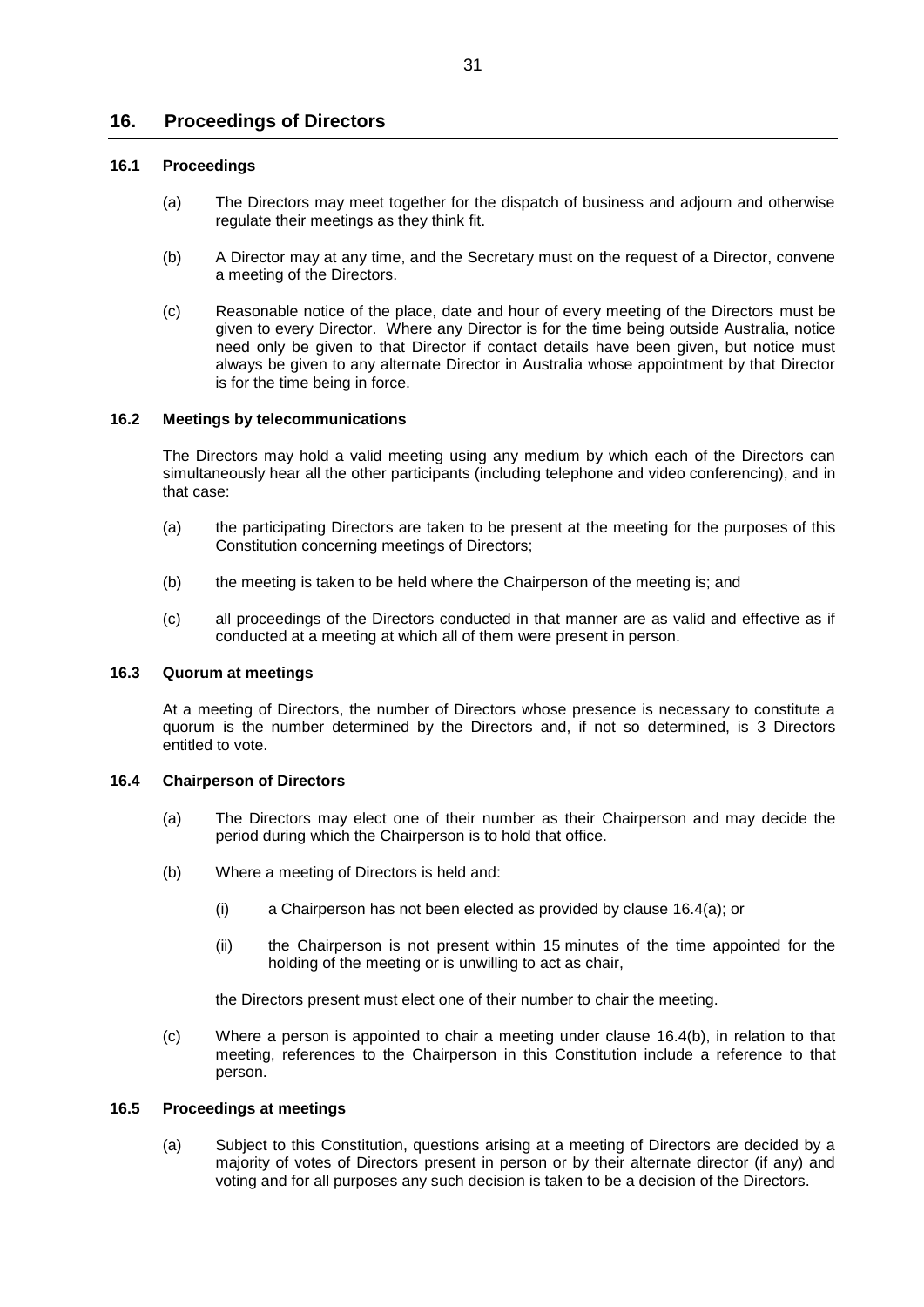## 16. Proceedings of Directors

### 16.1 Proceedings

(a) The Directors may meet together for the dispatch of business and adjourn and otherwise regulate their meetings as they think fit.

(b) A Director may at any time, and the Secretary must on the request of a Director, convene a meeting of the Directors.

(c) Reasonable notice of the place, date and hour of every meeting of the Directors must be given to every Director. Where any Director is for the time being outside Australia, notice need only be given to that Director if contact details have been given, but notice must always be given to any alternate Director in Australia whose appointment by that Director is for the time being in force.

### 16.2 Meetings by telecommunications

The Directors may hold a valid meeting using any medium by which each of the Directors can simultaneously hear all the other participants (including telephone and video conferencing), and in that case:

(a) the participating Directors are taken to be present at the meeting for the purposes of this Constitution concerning meetings of Directors;

(b) the meeting is taken to be held where the Chairperson of the meeting is; and

(c) all proceedings of the Directors conducted in that manner are as valid and effective as if conducted at a meeting at which all of them were present in person.

### 16.3 Quorum at meetings

At a meeting of Directors, the number of Directors whose presence is necessary to constitute a quorum is the number determined by the Directors and, if not so determined, is 3 Directors entitled to vote.

### 16.4 Chairperson of Directors

(a) The Directors may elect one of their number as their Chairperson and may decide the period during which the Chairperson is to hold that office.

(b) Where a meeting of Directors is held and:

(i) a Chairperson has not been elected as provided by clause 16.4(a); or

(ii) the Chairperson is not present within 15 minutes of the time appointed for the holding of the meeting or is unwilling to act as chair,

the Directors present must elect one of their number to chair the meeting.

(c) Where a person is appointed to chair a meeting under clause 16.4(b), in relation to that meeting, references to the Chairperson in this Constitution include a reference to that person.

### 16.5 Proceedings at meetings

(a) Subject to this Constitution, questions arising at a meeting of Directors are decided by a majority of votes of Directors present in person or by their alternate director (if any) and voting and for all purposes any such decision is taken to be a decision of the Directors.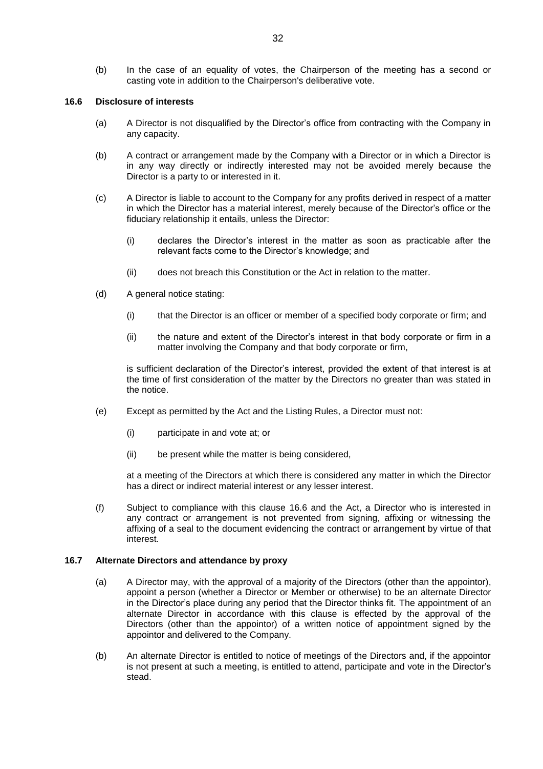(b) In the case of an equality of votes, the Chairperson of the meeting has a second or casting vote in addition to the Chairperson's deliberative vote.

### 16.6 Disclosure of interests

(a) A Director is not disqualified by the Director's office from contracting with the Company in any capacity.

(b) A contract or arrangement made by the Company with a Director or in which a Director is in any way directly or indirectly interested may not be avoided merely because the Director is a party to or interested in it.

(c) A Director is liable to account to the Company for any profits derived in respect of a matter in which the Director has a material interest, merely because of the Director's office or the fiduciary relationship it entails, unless the Director:

(i) declares the Director's interest in the matter as soon as practicable after the relevant facts come to the Director's knowledge; and

(ii) does not breach this Constitution or the Act in relation to the matter.

(d) A general notice stating:

(i) that the Director is an officer or member of a specified body corporate or firm; and

(ii) the nature and extent of the Director's interest in that body corporate or firm in a matter involving the Company and that body corporate or firm,

is sufficient declaration of the Director's interest, provided the extent of that interest is at the time of first consideration of the matter by the Directors no greater than was stated in the notice.

(e) Except as permitted by the Act and the Listing Rules, a Director must not:

(i) participate in and vote at; or

(ii) be present while the matter is being considered,

at a meeting of the Directors at which there is considered any matter in which the Director has a direct or indirect material interest or any lesser interest.

(f) Subject to compliance with this clause 16.6 and the Act, a Director who is interested in any contract or arrangement is not prevented from signing, affixing or witnessing the affixing of a seal to the document evidencing the contract or arrangement by virtue of that interest.

### 16.7 Alternate Directors and attendance by proxy

(a) A Director may, with the approval of a majority of the Directors (other than the appointor), appoint a person (whether a Director or Member or otherwise) to be an alternate Director in the Director's place during any period that the Director thinks fit. The appointment of an alternate Director in accordance with this clause is effected by the approval of the Directors (other than the appointor) of a written notice of appointment signed by the appointor and delivered to the Company.

(b) An alternate Director is entitled to notice of meetings of the Directors and, if the appointor is not present at such a meeting, is entitled to attend, participate and vote in the Director's stead.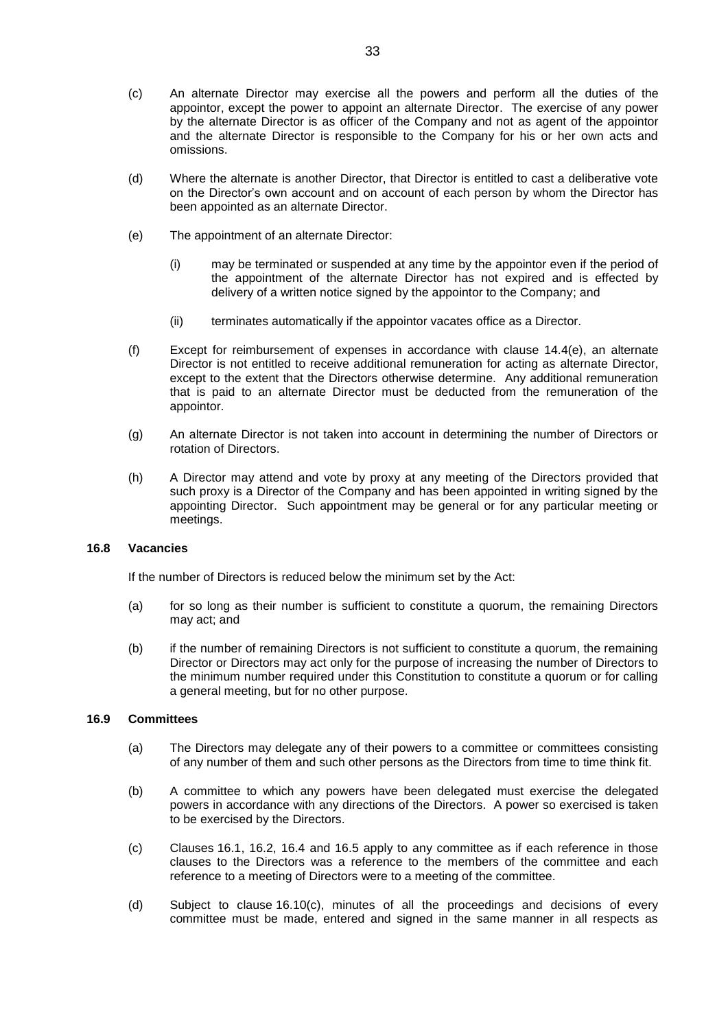(c) An alternate Director may exercise all the powers and perform all the duties of the appointor, except the power to appoint an alternate Director. The exercise of any power by the alternate Director is as officer of the Company and not as agent of the appointor and the alternate Director is responsible to the Company for his or her own acts and omissions.

(d) Where the alternate is another Director, that Director is entitled to cast a deliberative vote on the Director's own account and on account of each person by whom the Director has been appointed as an alternate Director.

(e) The appointment of an alternate Director:

(i) may be terminated or suspended at any time by the appointor even if the period of the appointment of the alternate Director has not expired and is effected by delivery of a written notice signed by the appointor to the Company; and

(ii) terminates automatically if the appointor vacates office as a Director.

(f) Except for reimbursement of expenses in accordance with clause 14.4(e), an alternate Director is not entitled to receive additional remuneration for acting as alternate Director, except to the extent that the Directors otherwise determine. Any additional remuneration that is paid to an alternate Director must be deducted from the remuneration of the appointor.

(g) An alternate Director is not taken into account in determining the number of Directors or rotation of Directors.

(h) A Director may attend and vote by proxy at any meeting of the Directors provided that such proxy is a Director of the Company and has been appointed in writing signed by the appointing Director. Such appointment may be general or for any particular meeting or meetings.

### 16.8 Vacancies

If the number of Directors is reduced below the minimum set by the Act:

(a) for so long as their number is sufficient to constitute a quorum, the remaining Directors may act; and

(b) if the number of remaining Directors is not sufficient to constitute a quorum, the remaining Director or Directors may act only for the purpose of increasing the number of Directors to the minimum number required under this Constitution to constitute a quorum or for calling a general meeting, but for no other purpose.

### 16.9 Committees

(a) The Directors may delegate any of their powers to a committee or committees consisting of any number of them and such other persons as the Directors from time to time think fit.

(b) A committee to which any powers have been delegated must exercise the delegated powers in accordance with any directions of the Directors. A power so exercised is taken to be exercised by the Directors.

(c) Clauses 16.1, 16.2, 16.4 and 16.5 apply to any committee as if each reference in those clauses to the Directors was a reference to the members of the committee and each reference to a meeting of Directors were to a meeting of the committee.

(d) Subject to clause 16.10(c), minutes of all the proceedings and decisions of every committee must be made, entered and signed in the same manner in all respects as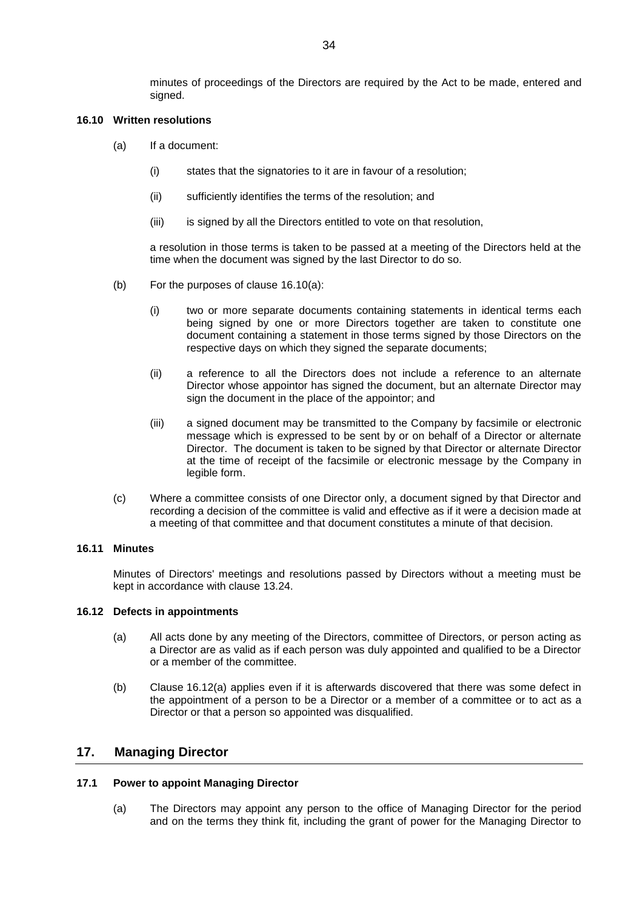minutes of proceedings of the Directors are required by the Act to be made, entered and signed.

### 16.10 Written resolutions

(a) If a document:

(i) states that the signatories to it are in favour of a resolution;

(ii) sufficiently identifies the terms of the resolution; and

(iii) is signed by all the Directors entitled to vote on that resolution,

a resolution in those terms is taken to be passed at a meeting of the Directors held at the time when the document was signed by the last Director to do so.

(b) For the purposes of clause 16.10(a):

(i) two or more separate documents containing statements in identical terms each being signed by one or more Directors together are taken to constitute one document containing a statement in those terms signed by those Directors on the respective days on which they signed the separate documents;

(ii) a reference to all the Directors does not include a reference to an alternate Director whose appointor has signed the document, but an alternate Director may sign the document in the place of the appointor; and

(iii) a signed document may be transmitted to the Company by facsimile or electronic message which is expressed to be sent by or on behalf of a Director or alternate Director. The document is taken to be signed by that Director or alternate Director at the time of receipt of the facsimile or electronic message by the Company in legible form.

(c) Where a committee consists of one Director only, a document signed by that Director and recording a decision of the committee is valid and effective as if it were a decision made at a meeting of that committee and that document constitutes a minute of that decision.

### 16.11 Minutes

Minutes of Directors' meetings and resolutions passed by Directors without a meeting must be kept in accordance with clause 13.24.

### 16.12 Defects in appointments

(a) All acts done by any meeting of the Directors, committee of Directors, or person acting as a Director are as valid as if each person was duly appointed and qualified to be a Director or a member of the committee.

(b) Clause 16.12(a) applies even if it is afterwards discovered that there was some defect in the appointment of a person to be a Director or a member of a committee or to act as a Director or that a person so appointed was disqualified.

## 17. Managing Director

### 17.1 Power to appoint Managing Director

(a) The Directors may appoint any person to the office of Managing Director for the period and on the terms they think fit, including the grant of power for the Managing Director to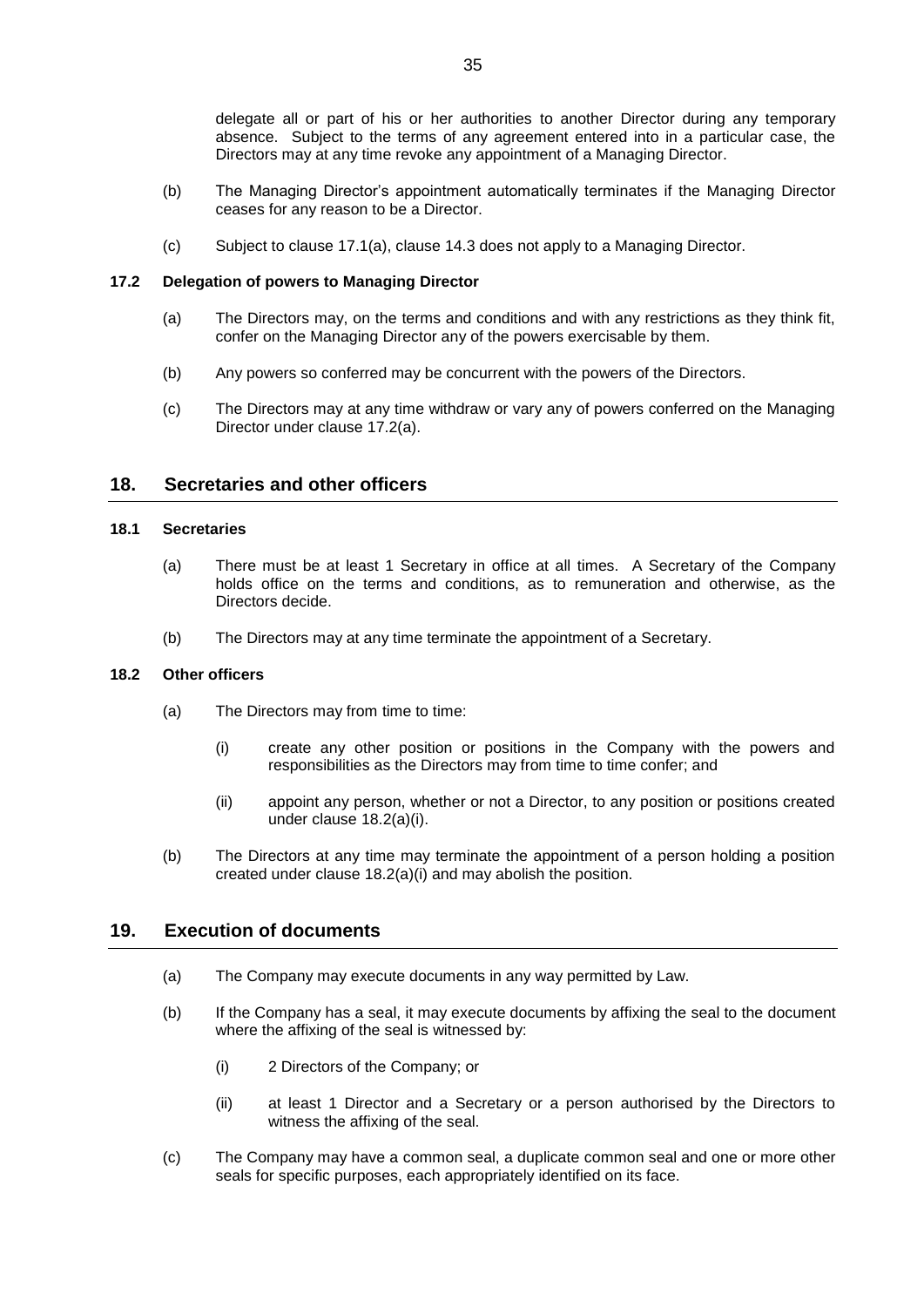delegate all or part of his or her authorities to another Director during any temporary absence. Subject to the terms of any agreement entered into in a particular case, the Directors may at any time revoke any appointment of a Managing Director.

(b) The Managing Director's appointment automatically terminates if the Managing Director ceases for any reason to be a Director.

(c) Subject to clause 17.1(a), clause 14.3 does not apply to a Managing Director.

### 17.2 Delegation of powers to Managing Director

(a) The Directors may, on the terms and conditions and with any restrictions as they think fit, confer on the Managing Director any of the powers exercisable by them.

(b) Any powers so conferred may be concurrent with the powers of the Directors.

(c) The Directors may at any time withdraw or vary any of powers conferred on the Managing Director under clause 17.2(a).

## 18. Secretaries and other officers

### 18.1 Secretaries

(a) There must be at least 1 Secretary in office at all times. A Secretary of the Company holds office on the terms and conditions, as to remuneration and otherwise, as the Directors decide.

(b) The Directors may at any time terminate the appointment of a Secretary.

### 18.2 Other officers

(a) The Directors may from time to time:

(i) create any other position or positions in the Company with the powers and responsibilities as the Directors may from time to time confer; and

(ii) appoint any person, whether or not a Director, to any position or positions created under clause 18.2(a)(i).

(b) The Directors at any time may terminate the appointment of a person holding a position created under clause 18.2(a)(i) and may abolish the position.

## 19. Execution of documents

(a) The Company may execute documents in any way permitted by Law.

(b) If the Company has a seal, it may execute documents by affixing the seal to the document where the affixing of the seal is witnessed by:

(i) 2 Directors of the Company; or

(ii) at least 1 Director and a Secretary or a person authorised by the Directors to witness the affixing of the seal.

(c) The Company may have a common seal, a duplicate common seal and one or more other seals for specific purposes, each appropriately identified on its face.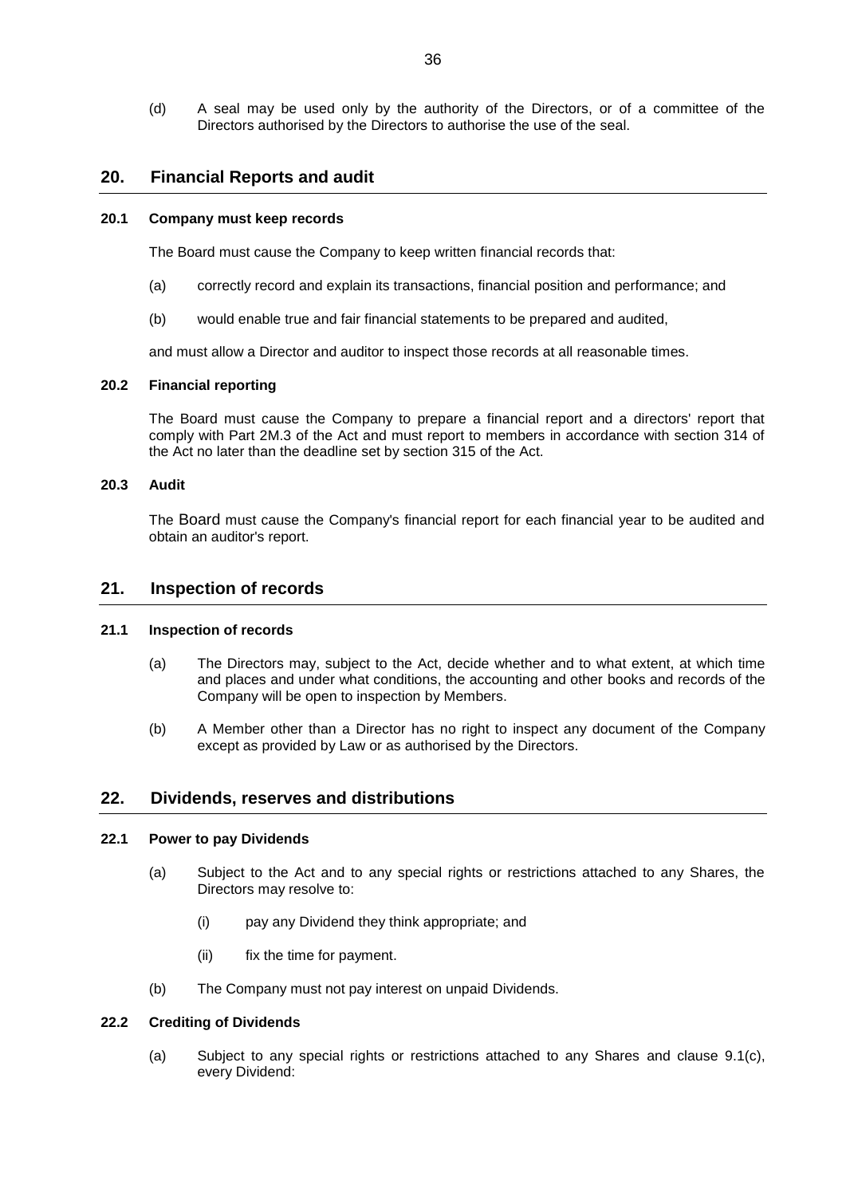(d) A seal may be used only by the authority of the Directors, or of a committee of the Directors authorised by the Directors to authorise the use of the seal.

## 20. Financial Reports and audit

### 20.1 Company must keep records

The Board must cause the Company to keep written financial records that:

(a) correctly record and explain its transactions, financial position and performance; and

(b) would enable true and fair financial statements to be prepared and audited,

and must allow a Director and auditor to inspect those records at all reasonable times.

### 20.2 Financial reporting

The Board must cause the Company to prepare a financial report and a directors' report that comply with Part 2M.3 of the Act and must report to members in accordance with section 314 of the Act no later than the deadline set by section 315 of the Act.

### 20.3 Audit

The Board must cause the Company's financial report for each financial year to be audited and obtain an auditor's report.

## 21. Inspection of records

### 21.1 Inspection of records

(a) The Directors may, subject to the Act, decide whether and to what extent, at which time and places and under what conditions, the accounting and other books and records of the Company will be open to inspection by Members.

(b) A Member other than a Director has no right to inspect any document of the Company except as provided by Law or as authorised by the Directors.

## 22. Dividends, reserves and distributions

### 22.1 Power to pay Dividends

(a) Subject to the Act and to any special rights or restrictions attached to any Shares, the Directors may resolve to:

(i) pay any Dividend they think appropriate; and

(ii) fix the time for payment.

(b) The Company must not pay interest on unpaid Dividends.

### 22.2 Crediting of Dividends

(a) Subject to any special rights or restrictions attached to any Shares and clause 9.1(c), every Dividend: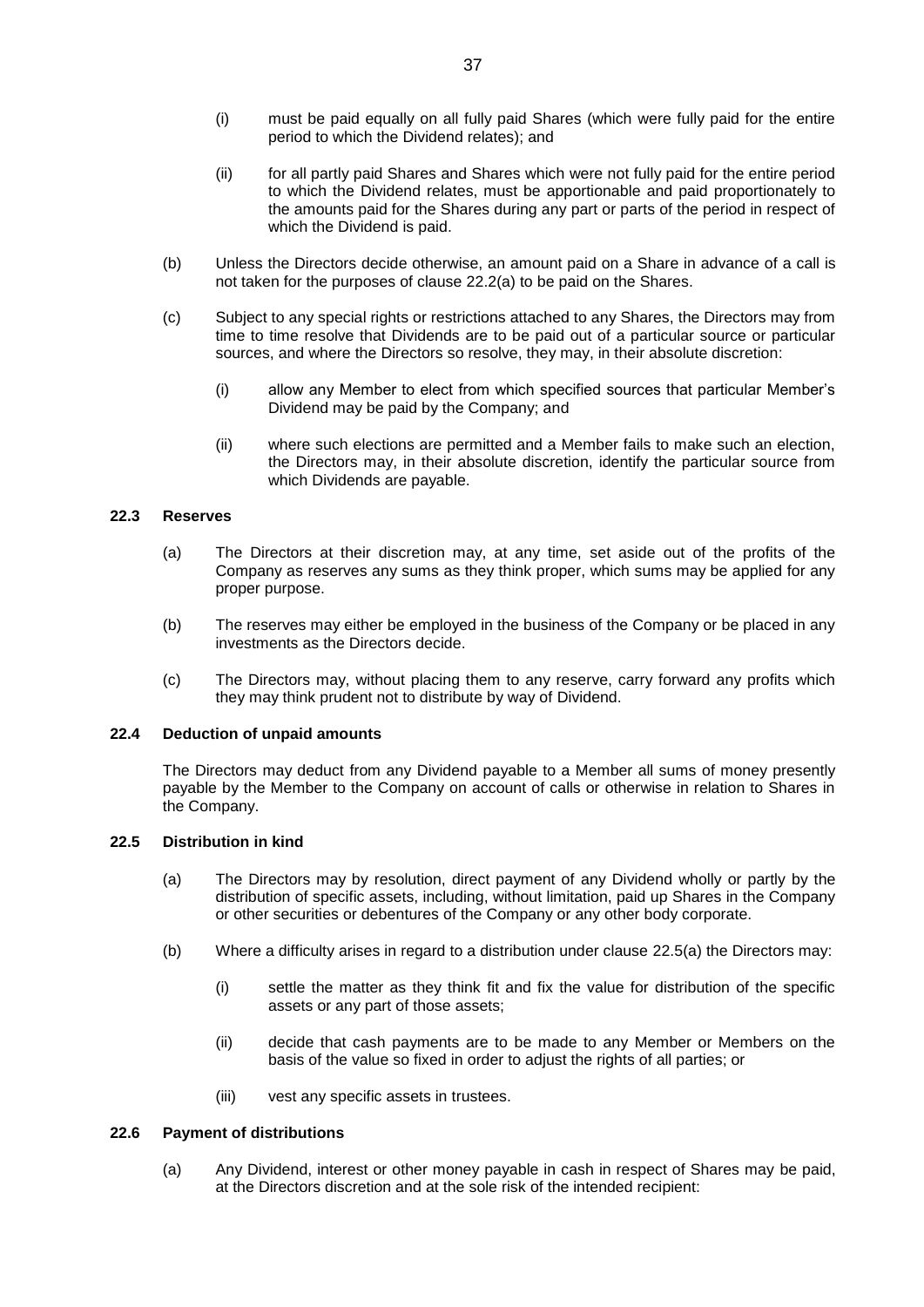(i) must be paid equally on all fully paid Shares (which were fully paid for the entire period to which the Dividend relates); and

(ii) for all partly paid Shares and Shares which were not fully paid for the entire period to which the Dividend relates, must be apportionable and paid proportionately to the amounts paid for the Shares during any part or parts of the period in respect of which the Dividend is paid.

(b) Unless the Directors decide otherwise, an amount paid on a Share in advance of a call is not taken for the purposes of clause 22.2(a) to be paid on the Shares.

(c) Subject to any special rights or restrictions attached to any Shares, the Directors may from time to time resolve that Dividends are to be paid out of a particular source or particular sources, and where the Directors so resolve, they may, in their absolute discretion:

(i) allow any Member to elect from which specified sources that particular Member's Dividend may be paid by the Company; and

(ii) where such elections are permitted and a Member fails to make such an election, the Directors may, in their absolute discretion, identify the particular source from which Dividends are payable.

### 22.3 Reserves

(a) The Directors at their discretion may, at any time, set aside out of the profits of the Company as reserves any sums as they think proper, which sums may be applied for any proper purpose.

(b) The reserves may either be employed in the business of the Company or be placed in any investments as the Directors decide.

(c) The Directors may, without placing them to any reserve, carry forward any profits which they may think prudent not to distribute by way of Dividend.

### 22.4 Deduction of unpaid amounts

The Directors may deduct from any Dividend payable to a Member all sums of money presently payable by the Member to the Company on account of calls or otherwise in relation to Shares in the Company.

### 22.5 Distribution in kind

(a) The Directors may by resolution, direct payment of any Dividend wholly or partly by the distribution of specific assets, including, without limitation, paid up Shares in the Company or other securities or debentures of the Company or any other body corporate.

(b) Where a difficulty arises in regard to a distribution under clause 22.5(a) the Directors may:

(i) settle the matter as they think fit and fix the value for distribution of the specific assets or any part of those assets;

(ii) decide that cash payments are to be made to any Member or Members on the basis of the value so fixed in order to adjust the rights of all parties; or

(iii) vest any specific assets in trustees.

### 22.6 Payment of distributions

(a) Any Dividend, interest or other money payable in cash in respect of Shares may be paid, at the Directors discretion and at the sole risk of the intended recipient: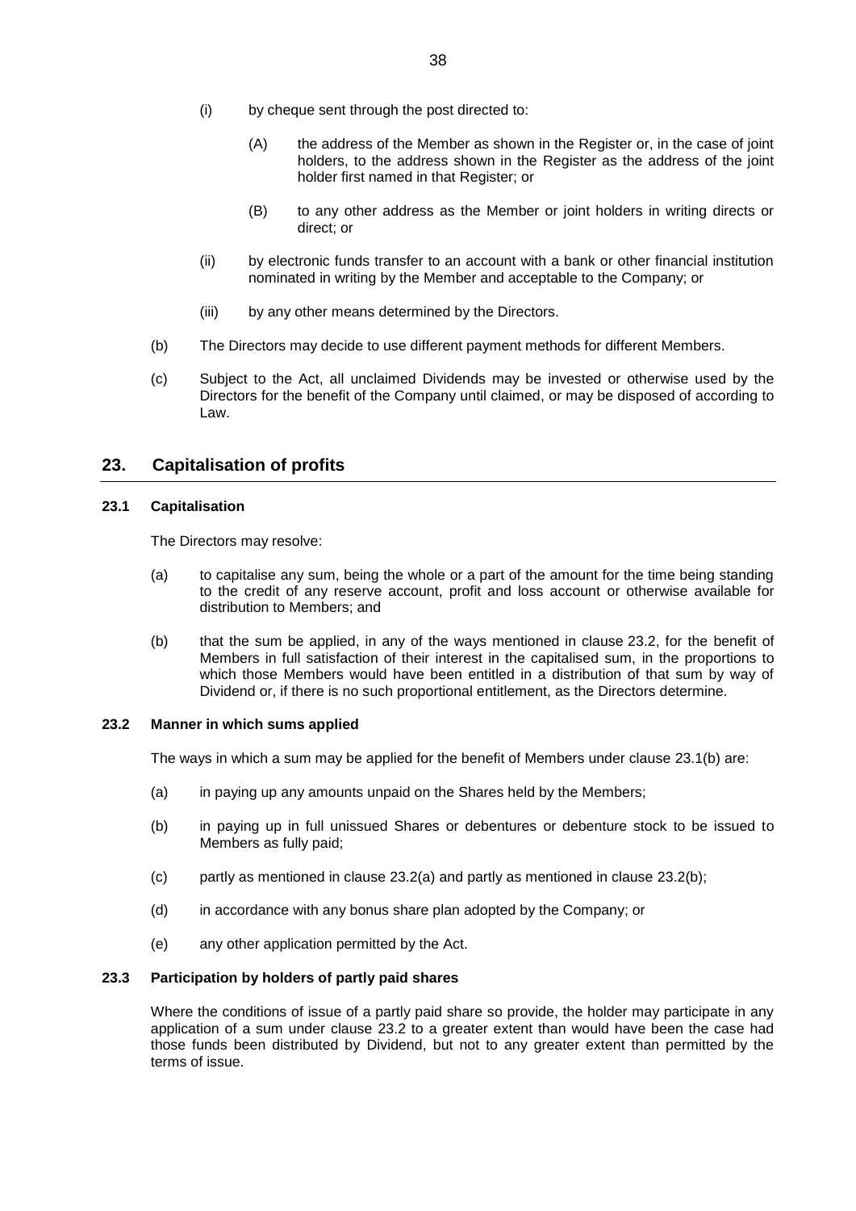(i) by cheque sent through the post directed to:

(A) the address of the Member as shown in the Register or, in the case of joint holders, to the address shown in the Register as the address of the joint holder first named in that Register; or

(B) to any other address as the Member or joint holders in writing directs or direct; or

(ii) by electronic funds transfer to an account with a bank or other financial institution nominated in writing by the Member and acceptable to the Company; or

(iii) by any other means determined by the Directors.

(b) The Directors may decide to use different payment methods for different Members.

(c) Subject to the Act, all unclaimed Dividends may be invested or otherwise used by the Directors for the benefit of the Company until claimed, or may be disposed of according to Law.

## 23. Capitalisation of profits

### 23.1 Capitalisation

The Directors may resolve:

(a) to capitalise any sum, being the whole or a part of the amount for the time being standing to the credit of any reserve account, profit and loss account or otherwise available for distribution to Members; and

(b) that the sum be applied, in any of the ways mentioned in clause 23.2, for the benefit of Members in full satisfaction of their interest in the capitalised sum, in the proportions to which those Members would have been entitled in a distribution of that sum by way of Dividend or, if there is no such proportional entitlement, as the Directors determine.

### 23.2 Manner in which sums applied

The ways in which a sum may be applied for the benefit of Members under clause 23.1(b) are:

(a) in paying up any amounts unpaid on the Shares held by the Members;

(b) in paying up in full unissued Shares or debentures or debenture stock to be issued to Members as fully paid;

(c) partly as mentioned in clause 23.2(a) and partly as mentioned in clause 23.2(b);

(d) in accordance with any bonus share plan adopted by the Company; or

(e) any other application permitted by the Act.

### 23.3 Participation by holders of partly paid shares

Where the conditions of issue of a partly paid share so provide, the holder may participate in any application of a sum under clause 23.2 to a greater extent than would have been the case had those funds been distributed by Dividend, but not to any greater extent than permitted by the terms of issue.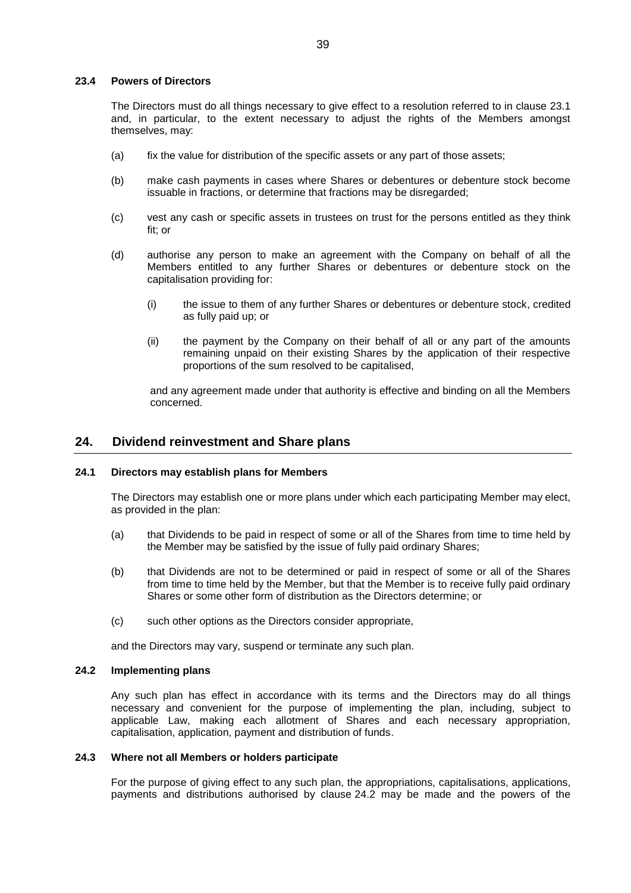#### 23.4 Powers of Directors

The Directors must do all things necessary to give effect to a resolution referred to in clause 23.1 and, in particular, to the extent necessary to adjust the rights of the Members amongst themselves, may:

(a) fix the value for distribution of the specific assets or any part of those assets;

(b) make cash payments in cases where Shares or debentures or debenture stock become issuable in fractions, or determine that fractions may be disregarded;

(c) vest any cash or specific assets in trustees on trust for the persons entitled as they think fit; or

(d) authorise any person to make an agreement with the Company on behalf of all the Members entitled to any further Shares or debentures or debenture stock on the capitalisation providing for:

  (i) the issue to them of any further Shares or debentures or debenture stock, credited as fully paid up; or

  (ii) the payment by the Company on their behalf of all or any part of the amounts remaining unpaid on their existing Shares by the application of their respective proportions of the sum resolved to be capitalised,

  and any agreement made under that authority is effective and binding on all the Members concerned.

## 24. Dividend reinvestment and Share plans

#### 24.1 Directors may establish plans for Members

The Directors may establish one or more plans under which each participating Member may elect, as provided in the plan:

(a) that Dividends to be paid in respect of some or all of the Shares from time to time held by the Member may be satisfied by the issue of fully paid ordinary Shares;

(b) that Dividends are not to be determined or paid in respect of some or all of the Shares from time to time held by the Member, but that the Member is to receive fully paid ordinary Shares or some other form of distribution as the Directors determine; or

(c) such other options as the Directors consider appropriate,

and the Directors may vary, suspend or terminate any such plan.

#### 24.2 Implementing plans

Any such plan has effect in accordance with its terms and the Directors may do all things necessary and convenient for the purpose of implementing the plan, including, subject to applicable Law, making each allotment of Shares and each necessary appropriation, capitalisation, application, payment and distribution of funds.

#### 24.3 Where not all Members or holders participate

For the purpose of giving effect to any such plan, the appropriations, capitalisations, applications, payments and distributions authorised by clause 24.2 may be made and the powers of the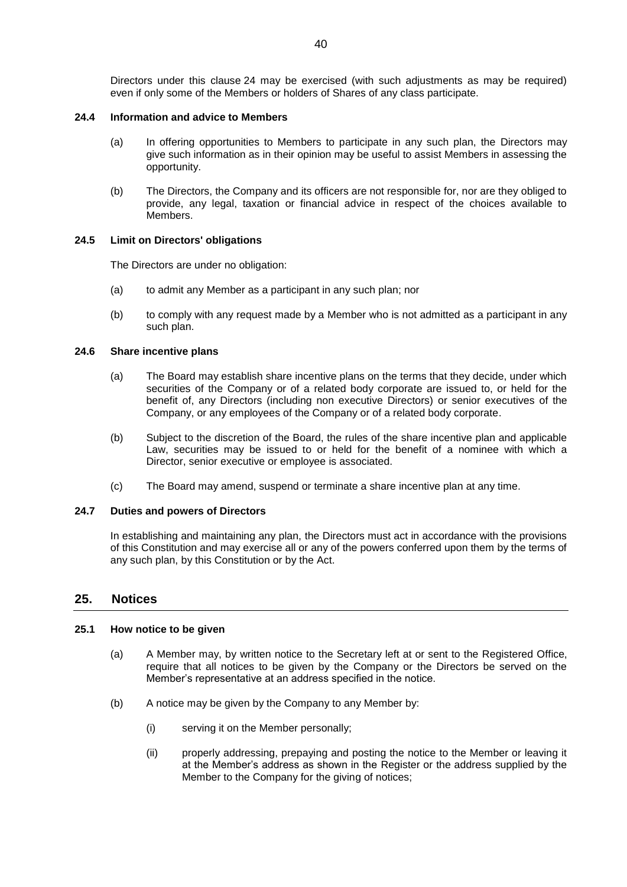Directors under this clause 24 may be exercised (with such adjustments as may be required) even if only some of the Members or holders of Shares of any class participate.

### 24.4 Information and advice to Members

(a) In offering opportunities to Members to participate in any such plan, the Directors may give such information as in their opinion may be useful to assist Members in assessing the opportunity.

(b) The Directors, the Company and its officers are not responsible for, nor are they obliged to provide, any legal, taxation or financial advice in respect of the choices available to Members.

### 24.5 Limit on Directors' obligations

The Directors are under no obligation:

(a) to admit any Member as a participant in any such plan; nor

(b) to comply with any request made by a Member who is not admitted as a participant in any such plan.

### 24.6 Share incentive plans

(a) The Board may establish share incentive plans on the terms that they decide, under which securities of the Company or of a related body corporate are issued to, or held for the benefit of, any Directors (including non executive Directors) or senior executives of the Company, or any employees of the Company or of a related body corporate.

(b) Subject to the discretion of the Board, the rules of the share incentive plan and applicable Law, securities may be issued to or held for the benefit of a nominee with which a Director, senior executive or employee is associated.

(c) The Board may amend, suspend or terminate a share incentive plan at any time.

### 24.7 Duties and powers of Directors

In establishing and maintaining any plan, the Directors must act in accordance with the provisions of this Constitution and may exercise all or any of the powers conferred upon them by the terms of any such plan, by this Constitution or by the Act.

## 25. Notices

### 25.1 How notice to be given

(a) A Member may, by written notice to the Secretary left at or sent to the Registered Office, require that all notices to be given by the Company or the Directors be served on the Member's representative at an address specified in the notice.

(b) A notice may be given by the Company to any Member by:

(i) serving it on the Member personally;

(ii) properly addressing, prepaying and posting the notice to the Member or leaving it at the Member's address as shown in the Register or the address supplied by the Member to the Company for the giving of notices;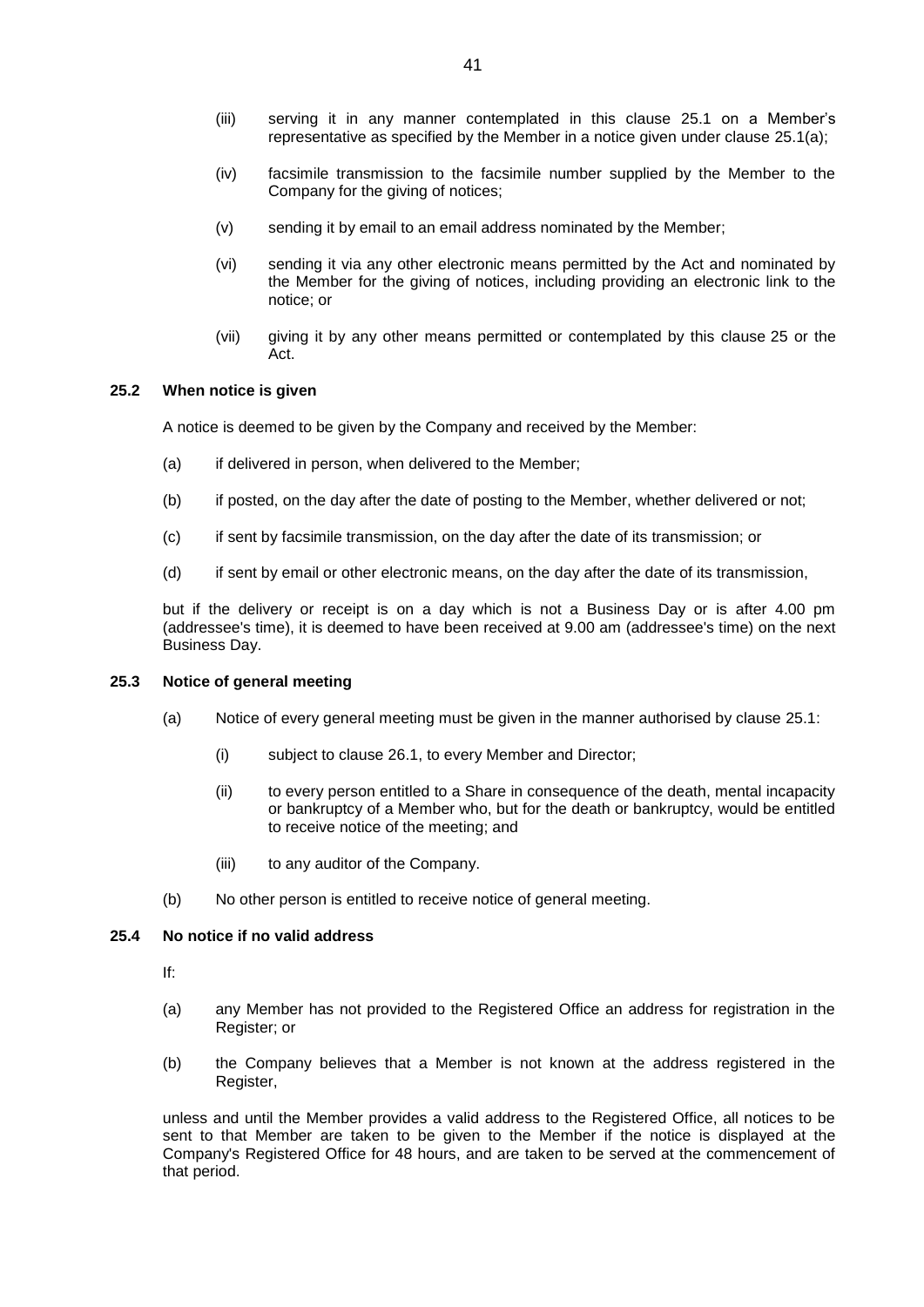(iii) serving it in any manner contemplated in this clause 25.1 on a Member's representative as specified by the Member in a notice given under clause 25.1(a);

(iv) facsimile transmission to the facsimile number supplied by the Member to the Company for the giving of notices;

(v) sending it by email to an email address nominated by the Member;

(vi) sending it via any other electronic means permitted by the Act and nominated by the Member for the giving of notices, including providing an electronic link to the notice; or

(vii) giving it by any other means permitted or contemplated by this clause 25 or the Act.

### 25.2 When notice is given

A notice is deemed to be given by the Company and received by the Member:

(a) if delivered in person, when delivered to the Member;

(b) if posted, on the day after the date of posting to the Member, whether delivered or not;

(c) if sent by facsimile transmission, on the day after the date of its transmission; or

(d) if sent by email or other electronic means, on the day after the date of its transmission,

but if the delivery or receipt is on a day which is not a Business Day or is after 4.00 pm (addressee's time), it is deemed to have been received at 9.00 am (addressee's time) on the next Business Day.

### 25.3 Notice of general meeting

(a) Notice of every general meeting must be given in the manner authorised by clause 25.1:

(i) subject to clause 26.1, to every Member and Director;

(ii) to every person entitled to a Share in consequence of the death, mental incapacity or bankruptcy of a Member who, but for the death or bankruptcy, would be entitled to receive notice of the meeting; and

(iii) to any auditor of the Company.

(b) No other person is entitled to receive notice of general meeting.

### 25.4 No notice if no valid address

If:

(a) any Member has not provided to the Registered Office an address for registration in the Register; or

(b) the Company believes that a Member is not known at the address registered in the Register,

unless and until the Member provides a valid address to the Registered Office, all notices to be sent to that Member are taken to be given to the Member if the notice is displayed at the Company's Registered Office for 48 hours, and are taken to be served at the commencement of that period.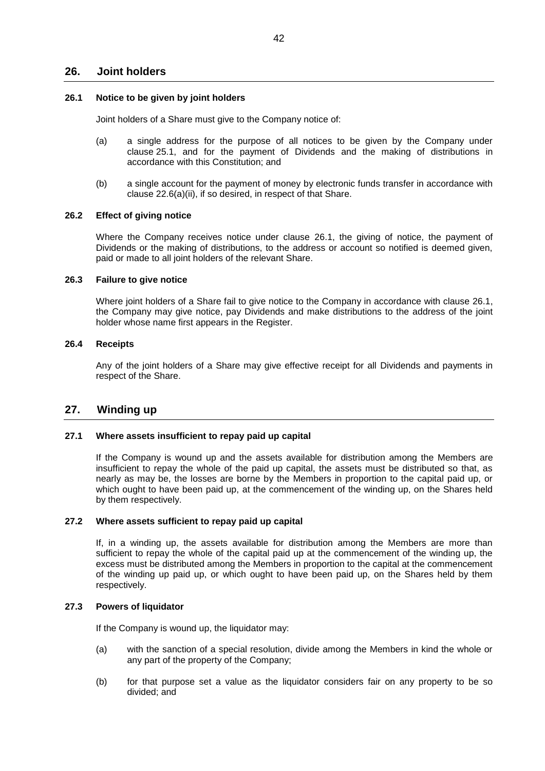## 26. Joint holders

### 26.1 Notice to be given by joint holders

Joint holders of a Share must give to the Company notice of:

(a) a single address for the purpose of all notices to be given by the Company under clause 25.1, and for the payment of Dividends and the making of distributions in accordance with this Constitution; and

(b) a single account for the payment of money by electronic funds transfer in accordance with clause 22.6(a)(ii), if so desired, in respect of that Share.

### 26.2 Effect of giving notice

Where the Company receives notice under clause 26.1, the giving of notice, the payment of Dividends or the making of distributions, to the address or account so notified is deemed given, paid or made to all joint holders of the relevant Share.

### 26.3 Failure to give notice

Where joint holders of a Share fail to give notice to the Company in accordance with clause 26.1, the Company may give notice, pay Dividends and make distributions to the address of the joint holder whose name first appears in the Register.

### 26.4 Receipts

Any of the joint holders of a Share may give effective receipt for all Dividends and payments in respect of the Share.

## 27. Winding up

### 27.1 Where assets insufficient to repay paid up capital

If the Company is wound up and the assets available for distribution among the Members are insufficient to repay the whole of the paid up capital, the assets must be distributed so that, as nearly as may be, the losses are borne by the Members in proportion to the capital paid up, or which ought to have been paid up, at the commencement of the winding up, on the Shares held by them respectively.

### 27.2 Where assets sufficient to repay paid up capital

If, in a winding up, the assets available for distribution among the Members are more than sufficient to repay the whole of the capital paid up at the commencement of the winding up, the excess must be distributed among the Members in proportion to the capital at the commencement of the winding up paid up, or which ought to have been paid up, on the Shares held by them respectively.

### 27.3 Powers of liquidator

If the Company is wound up, the liquidator may:

(a) with the sanction of a special resolution, divide among the Members in kind the whole or any part of the property of the Company;

(b) for that purpose set a value as the liquidator considers fair on any property to be so divided; and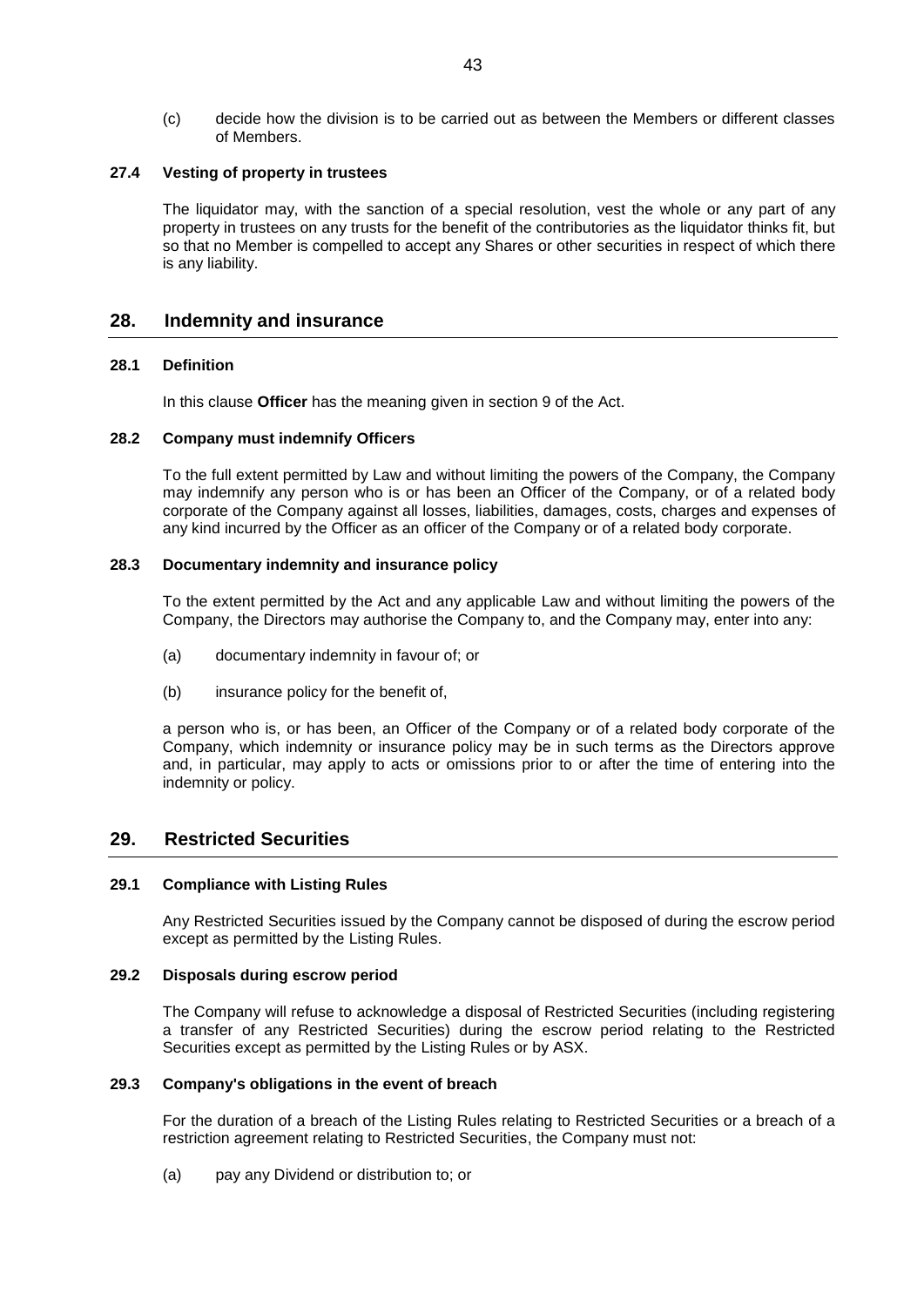(c) decide how the division is to be carried out as between the Members or different classes of Members.

### 27.4 Vesting of property in trustees

The liquidator may, with the sanction of a special resolution, vest the whole or any part of any property in trustees on any trusts for the benefit of the contributories as the liquidator thinks fit, but so that no Member is compelled to accept any Shares or other securities in respect of which there is any liability.

## 28. Indemnity and insurance

### 28.1 Definition

In this clause **Officer** has the meaning given in section 9 of the Act.

### 28.2 Company must indemnify Officers

To the full extent permitted by Law and without limiting the powers of the Company, the Company may indemnify any person who is or has been an Officer of the Company, or of a related body corporate of the Company against all losses, liabilities, damages, costs, charges and expenses of any kind incurred by the Officer as an officer of the Company or of a related body corporate.

### 28.3 Documentary indemnity and insurance policy

To the extent permitted by the Act and any applicable Law and without limiting the powers of the Company, the Directors may authorise the Company to, and the Company may, enter into any:

(a) documentary indemnity in favour of; or

(b) insurance policy for the benefit of,

a person who is, or has been, an Officer of the Company or of a related body corporate of the Company, which indemnity or insurance policy may be in such terms as the Directors approve and, in particular, may apply to acts or omissions prior to or after the time of entering into the indemnity or policy.

## 29. Restricted Securities

### 29.1 Compliance with Listing Rules

Any Restricted Securities issued by the Company cannot be disposed of during the escrow period except as permitted by the Listing Rules.

### 29.2 Disposals during escrow period

The Company will refuse to acknowledge a disposal of Restricted Securities (including registering a transfer of any Restricted Securities) during the escrow period relating to the Restricted Securities except as permitted by the Listing Rules or by ASX.

### 29.3 Company's obligations in the event of breach

For the duration of a breach of the Listing Rules relating to Restricted Securities or a breach of a restriction agreement relating to Restricted Securities, the Company must not:

(a) pay any Dividend or distribution to; or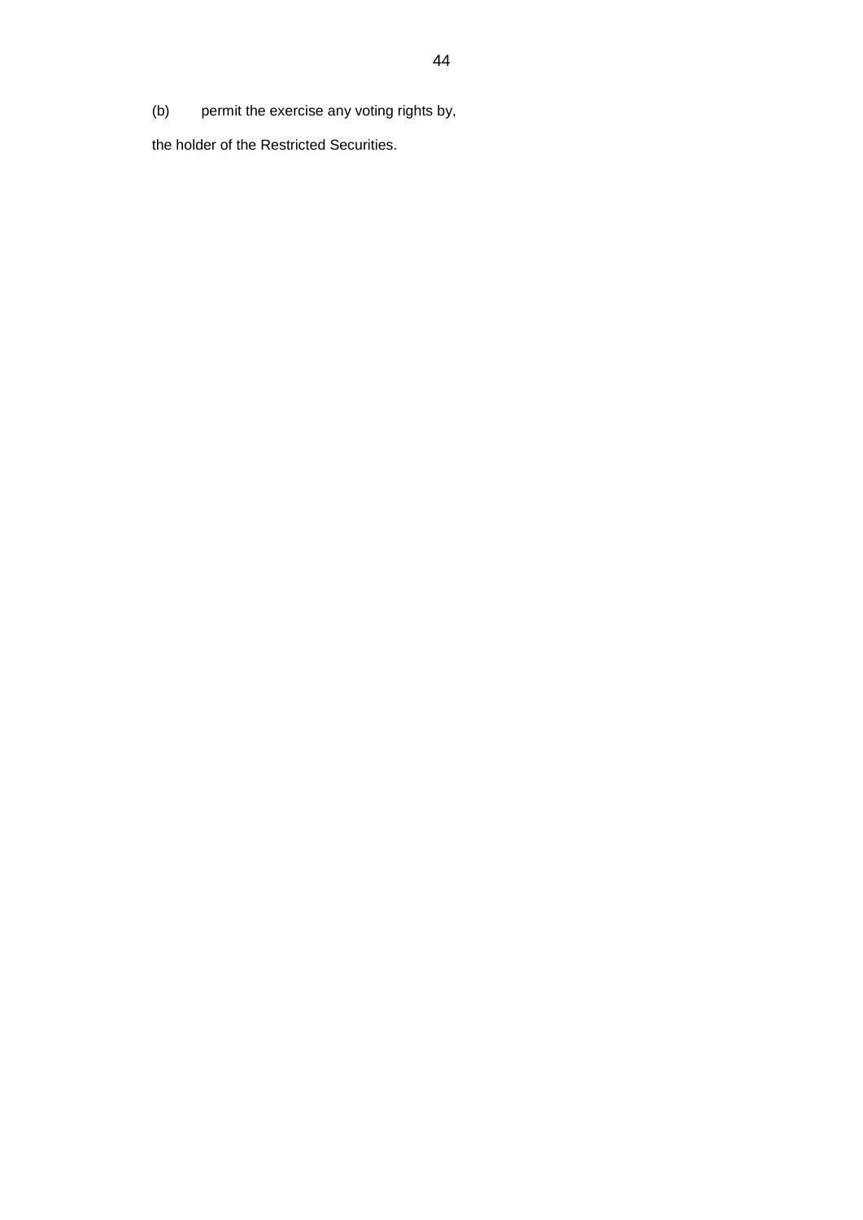(b) permit the exercise any voting rights by,

the holder of the Restricted Securities.